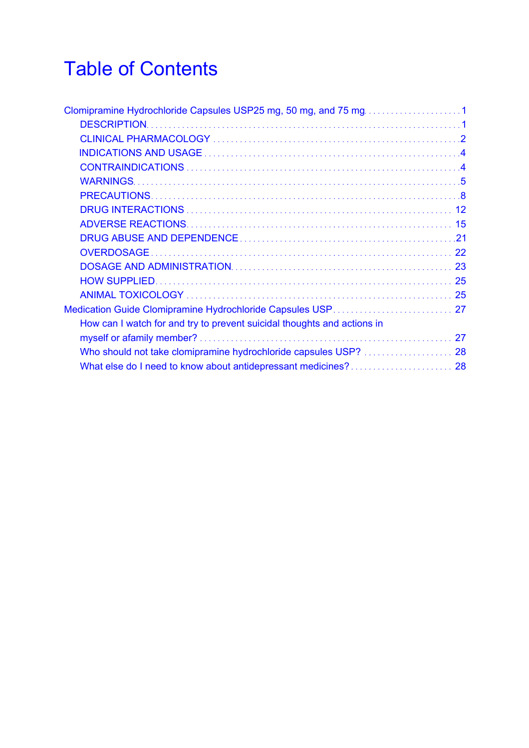# Table of Contents

- Clomipramine Hydrochloride Capsules USP25 mg, 50 mg, and 75 mg ..... 1
  - DESCRIPTION ..... 1
  - CLINICAL PHARMACOLOGY ..... 2
  - INDICATIONS AND USAGE ..... 4
  - CONTRAINDICATIONS ..... 4
  - WARNINGS ..... 5
  - PRECAUTIONS ..... 8
  - DRUG INTERACTIONS ..... 12
  - ADVERSE REACTIONS ..... 15
  - DRUG ABUSE AND DEPENDENCE ..... 21
  - OVERDOSAGE ..... 22
  - DOSAGE AND ADMINISTRATION ..... 23
  - HOW SUPPLIED ..... 25
  - ANIMAL TOXICOLOGY ..... 25
- Medication Guide Clomipramine Hydrochloride Capsules USP ..... 27
  - How can I watch for and try to prevent suicidal thoughts and actions in myself or afamily member? ..... 27
  - Who should not take clomipramine hydrochloride capsules USP? ..... 28
  - What else do I need to know about antidepressant medicines? ..... 28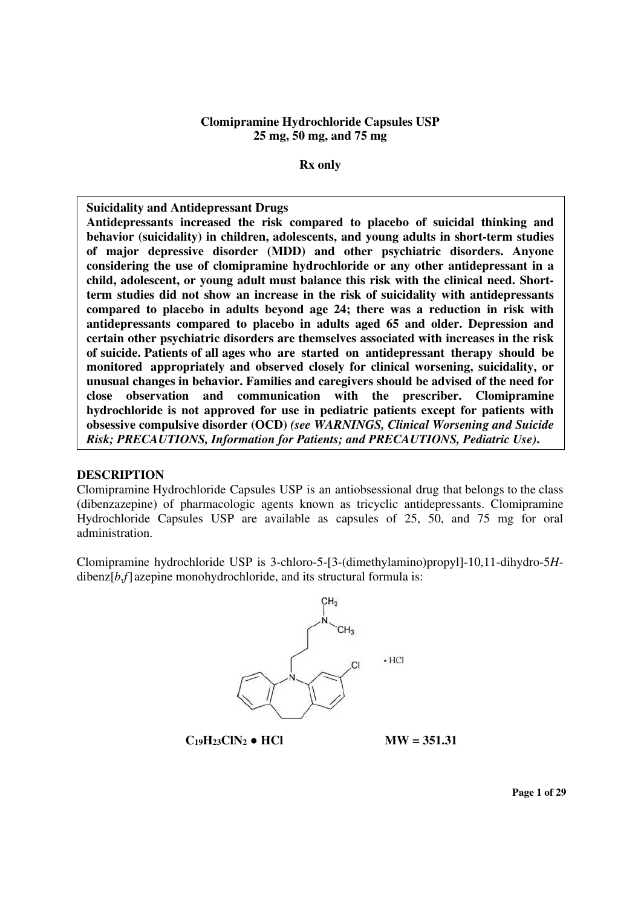**Clomipramine Hydrochloride Capsules USP**
**25 mg, 50 mg, and 75 mg**

**Rx only**

> **Suicidality and Antidepressant Drugs**
> **Antidepressants increased the risk compared to placebo of suicidal thinking and behavior (suicidality) in children, adolescents, and young adults in short-term studies of major depressive disorder (MDD) and other psychiatric disorders. Anyone considering the use of clomipramine hydrochloride or any other antidepressant in a child, adolescent, or young adult must balance this risk with the clinical need. Short-term studies did not show an increase in the risk of suicidality with antidepressants compared to placebo in adults beyond age 24; there was a reduction in risk with antidepressants compared to placebo in adults aged 65 and older. Depression and certain other psychiatric disorders are themselves associated with increases in the risk of suicide. Patients of all ages who are started on antidepressant therapy should be monitored appropriately and observed closely for clinical worsening, suicidality, or unusual changes in behavior. Families and caregivers should be advised of the need for close observation and communication with the prescriber. Clomipramine hydrochloride is not approved for use in pediatric patients except for patients with obsessive compulsive disorder (OCD)** ***(see WARNINGS, Clinical Worsening and Suicide Risk; PRECAUTIONS, Information for Patients; and PRECAUTIONS, Pediatric Use)*****.**

## DESCRIPTION

Clomipramine Hydrochloride Capsules USP is an antiobsessional drug that belongs to the class (dibenzazepine) of pharmacologic agents known as tricyclic antidepressants. Clomipramine Hydrochloride Capsules USP are available as capsules of 25, 50, and 75 mg for oral administration.

Clomipramine hydrochloride USP is 3-chloro-5-[3-(dimethylamino)propyl]-10,11-dihydro-5*H*-dibenz[*b*,*f*]azepine monohydrochloride, and its structural formula is:

**$C_{19}H_{23}ClN_2$ • HCl** **MW = 351.31**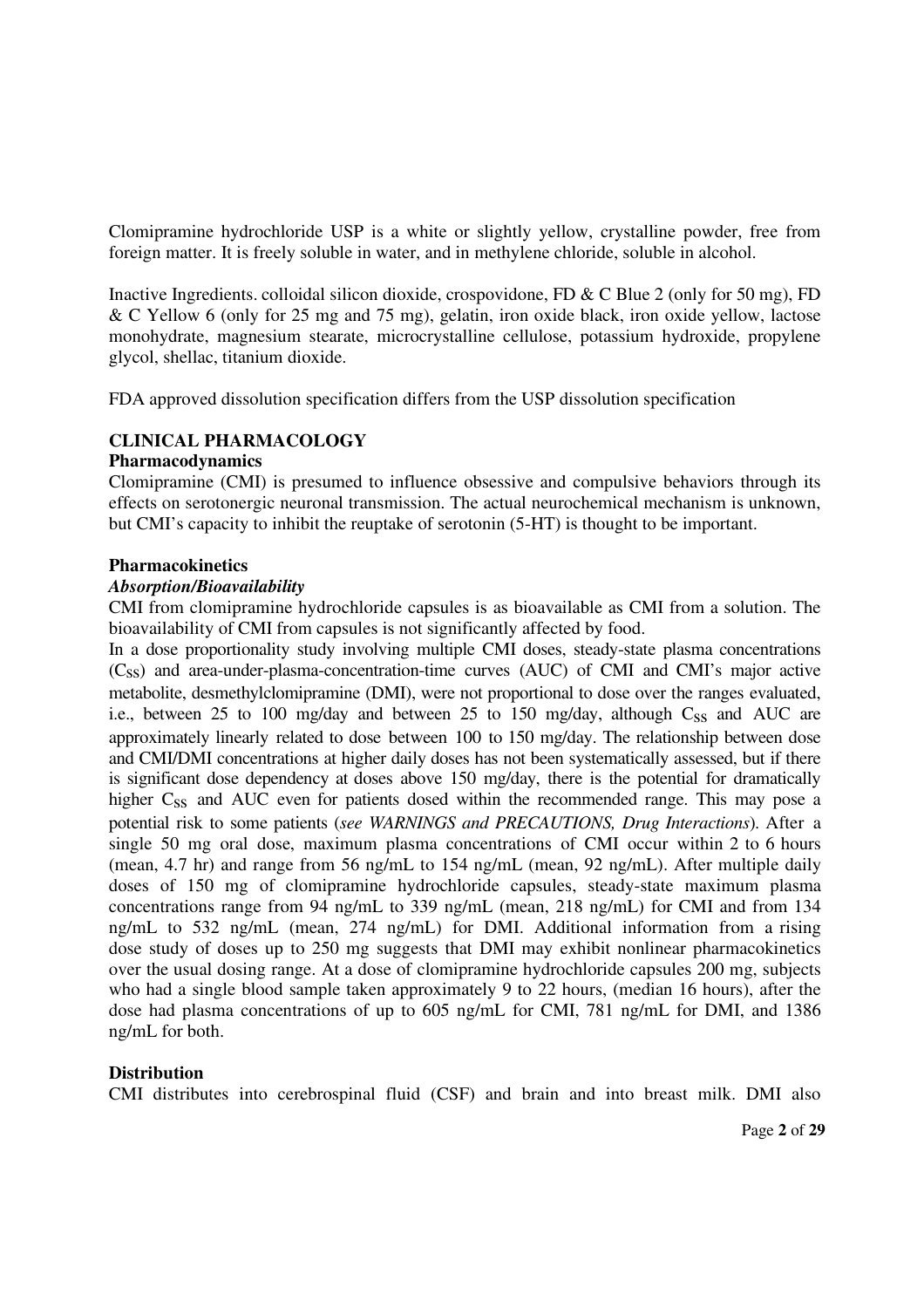Clomipramine hydrochloride USP is a white or slightly yellow, crystalline powder, free from foreign matter. It is freely soluble in water, and in methylene chloride, soluble in alcohol.

Inactive Ingredients. colloidal silicon dioxide, crospovidone, FD & C Blue 2 (only for 50 mg), FD & C Yellow 6 (only for 25 mg and 75 mg), gelatin, iron oxide black, iron oxide yellow, lactose monohydrate, magnesium stearate, microcrystalline cellulose, potassium hydroxide, propylene glycol, shellac, titanium dioxide.

FDA approved dissolution specification differs from the USP dissolution specification

## CLINICAL PHARMACOLOGY

### Pharmacodynamics

Clomipramine (CMI) is presumed to influence obsessive and compulsive behaviors through its effects on serotonergic neuronal transmission. The actual neurochemical mechanism is unknown, but CMI's capacity to inhibit the reuptake of serotonin (5-HT) is thought to be important.

### Pharmacokinetics

***Absorption/Bioavailability***

CMI from clomipramine hydrochloride capsules is as bioavailable as CMI from a solution. The bioavailability of CMI from capsules is not significantly affected by food.

In a dose proportionality study involving multiple CMI doses, steady-state plasma concentrations ($C_{SS}$) and area-under-plasma-concentration-time curves (AUC) of CMI and CMI's major active metabolite, desmethylclomipramine (DMI), were not proportional to dose over the ranges evaluated, i.e., between 25 to 100 mg/day and between 25 to 150 mg/day, although $C_{SS}$ and AUC are approximately linearly related to dose between 100 to 150 mg/day. The relationship between dose and CMI/DMI concentrations at higher daily doses has not been systematically assessed, but if there is significant dose dependency at doses above 150 mg/day, there is the potential for dramatically higher $C_{SS}$ and AUC even for patients dosed within the recommended range. This may pose a potential risk to some patients (*see WARNINGS and PRECAUTIONS, Drug Interactions*). After a single 50 mg oral dose, maximum plasma concentrations of CMI occur within 2 to 6 hours (mean, 4.7 hr) and range from 56 ng/mL to 154 ng/mL (mean, 92 ng/mL). After multiple daily doses of 150 mg of clomipramine hydrochloride capsules, steady-state maximum plasma concentrations range from 94 ng/mL to 339 ng/mL (mean, 218 ng/mL) for CMI and from 134 ng/mL to 532 ng/mL (mean, 274 ng/mL) for DMI. Additional information from a rising dose study of doses up to 250 mg suggests that DMI may exhibit nonlinear pharmacokinetics over the usual dosing range. At a dose of clomipramine hydrochloride capsules 200 mg, subjects who had a single blood sample taken approximately 9 to 22 hours, (median 16 hours), after the dose had plasma concentrations of up to 605 ng/mL for CMI, 781 ng/mL for DMI, and 1386 ng/mL for both.

### Distribution

CMI distributes into cerebrospinal fluid (CSF) and brain and into breast milk. DMI also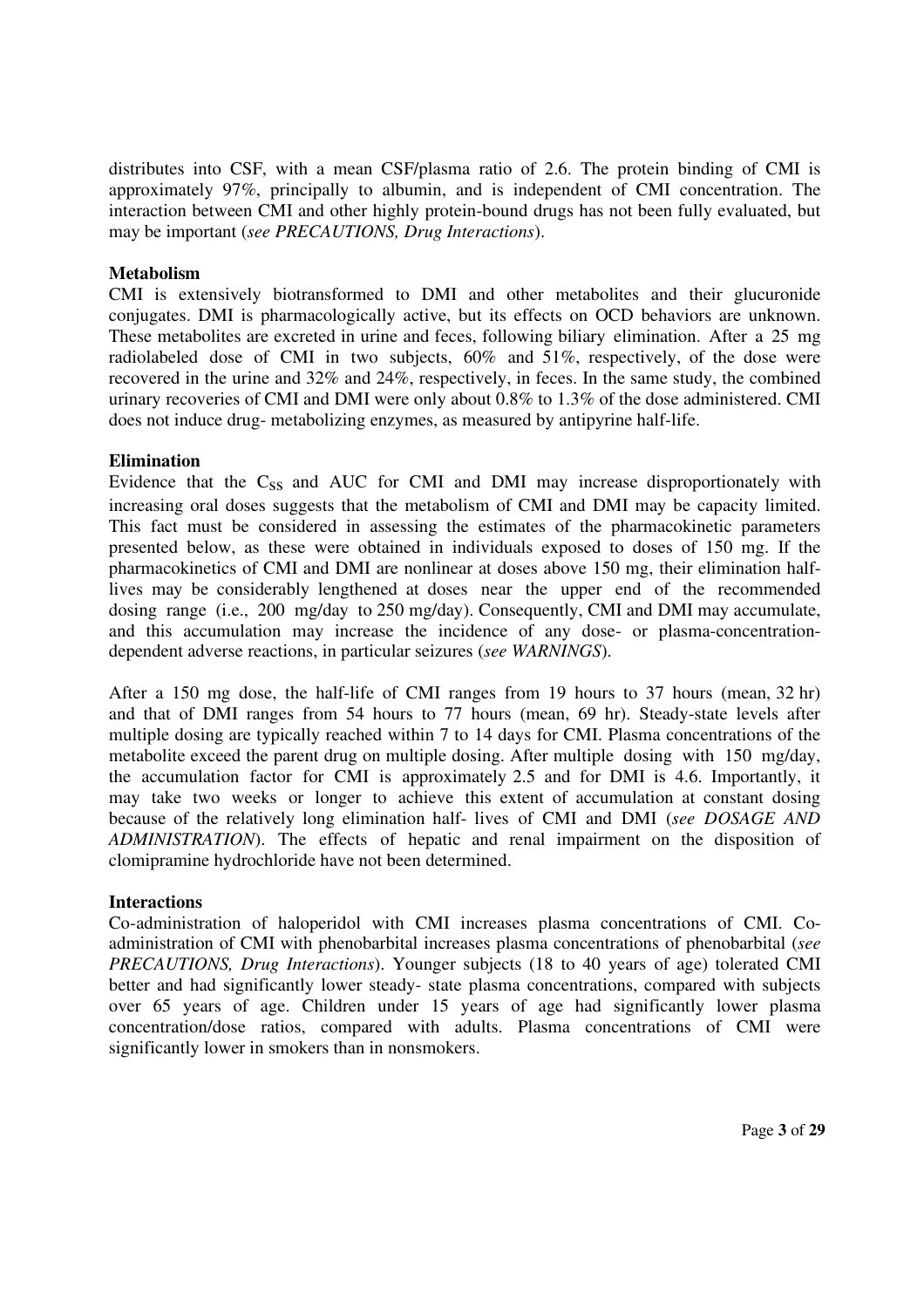distributes into CSF, with a mean CSF/plasma ratio of 2.6. The protein binding of CMI is approximately 97%, principally to albumin, and is independent of CMI concentration. The interaction between CMI and other highly protein-bound drugs has not been fully evaluated, but may be important (*see PRECAUTIONS, Drug Interactions*).

**Metabolism**

CMI is extensively biotransformed to DMI and other metabolites and their glucuronide conjugates. DMI is pharmacologically active, but its effects on OCD behaviors are unknown. These metabolites are excreted in urine and feces, following biliary elimination. After a 25 mg radiolabeled dose of CMI in two subjects, 60% and 51%, respectively, of the dose were recovered in the urine and 32% and 24%, respectively, in feces. In the same study, the combined urinary recoveries of CMI and DMI were only about 0.8% to 1.3% of the dose administered. CMI does not induce drug- metabolizing enzymes, as measured by antipyrine half-life.

**Elimination**

Evidence that the $C_{SS}$ and AUC for CMI and DMI may increase disproportionately with increasing oral doses suggests that the metabolism of CMI and DMI may be capacity limited. This fact must be considered in assessing the estimates of the pharmacokinetic parameters presented below, as these were obtained in individuals exposed to doses of 150 mg. If the pharmacokinetics of CMI and DMI are nonlinear at doses above 150 mg, their elimination half-lives may be considerably lengthened at doses near the upper end of the recommended dosing range (i.e., 200 mg/day to 250 mg/day). Consequently, CMI and DMI may accumulate, and this accumulation may increase the incidence of any dose- or plasma-concentration-dependent adverse reactions, in particular seizures (*see WARNINGS*).

After a 150 mg dose, the half-life of CMI ranges from 19 hours to 37 hours (mean, 32 hr) and that of DMI ranges from 54 hours to 77 hours (mean, 69 hr). Steady-state levels after multiple dosing are typically reached within 7 to 14 days for CMI. Plasma concentrations of the metabolite exceed the parent drug on multiple dosing. After multiple dosing with 150 mg/day, the accumulation factor for CMI is approximately 2.5 and for DMI is 4.6. Importantly, it may take two weeks or longer to achieve this extent of accumulation at constant dosing because of the relatively long elimination half- lives of CMI and DMI (*see DOSAGE AND ADMINISTRATION*). The effects of hepatic and renal impairment on the disposition of clomipramine hydrochloride have not been determined.

**Interactions**

Co-administration of haloperidol with CMI increases plasma concentrations of CMI. Co-administration of CMI with phenobarbital increases plasma concentrations of phenobarbital (*see PRECAUTIONS, Drug Interactions*). Younger subjects (18 to 40 years of age) tolerated CMI better and had significantly lower steady- state plasma concentrations, compared with subjects over 65 years of age. Children under 15 years of age had significantly lower plasma concentration/dose ratios, compared with adults. Plasma concentrations of CMI were significantly lower in smokers than in nonsmokers.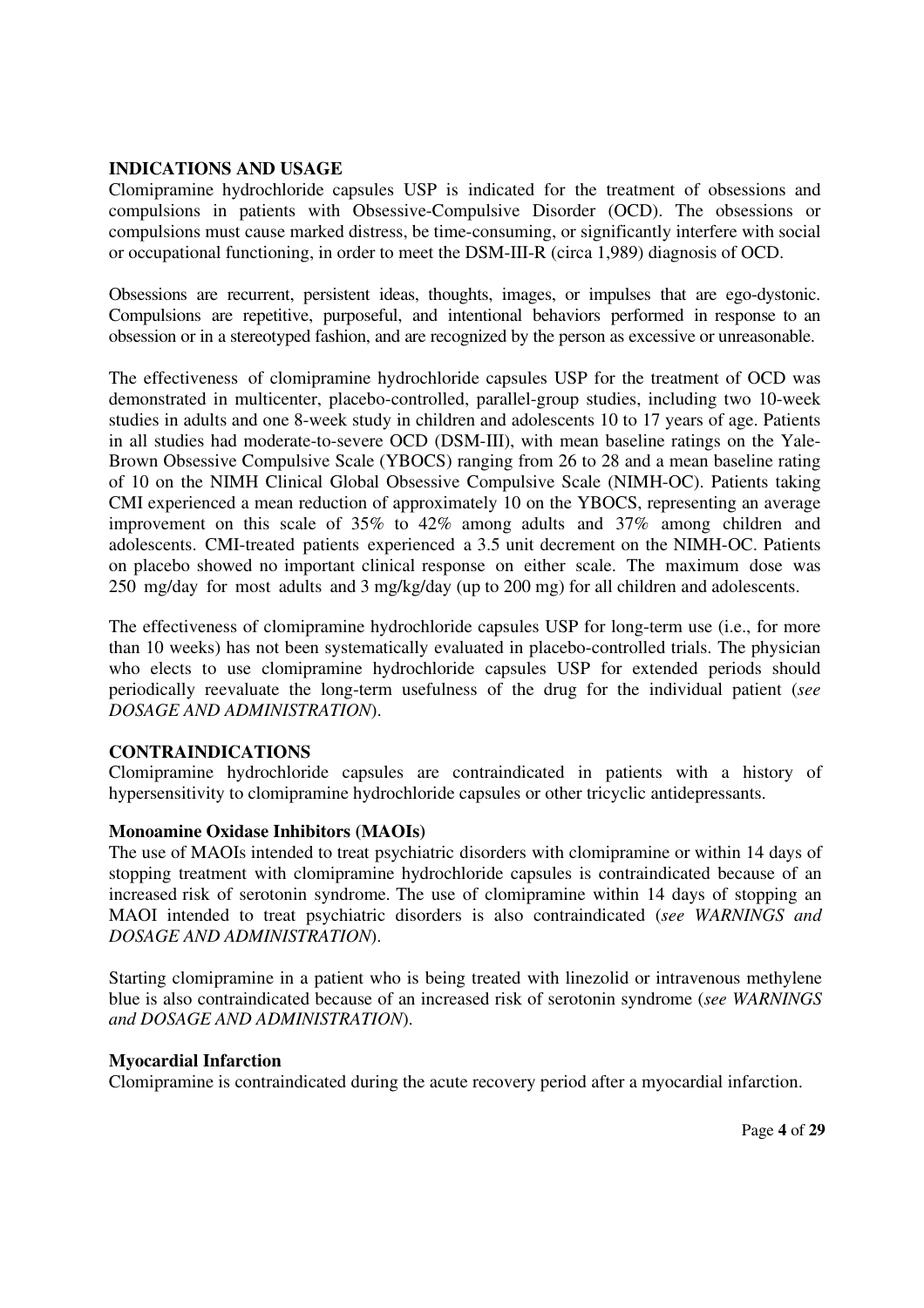## INDICATIONS AND USAGE

Clomipramine hydrochloride capsules USP is indicated for the treatment of obsessions and compulsions in patients with Obsessive-Compulsive Disorder (OCD). The obsessions or compulsions must cause marked distress, be time-consuming, or significantly interfere with social or occupational functioning, in order to meet the DSM-III-R (circa 1,989) diagnosis of OCD.

Obsessions are recurrent, persistent ideas, thoughts, images, or impulses that are ego-dystonic. Compulsions are repetitive, purposeful, and intentional behaviors performed in response to an obsession or in a stereotyped fashion, and are recognized by the person as excessive or unreasonable.

The effectiveness of clomipramine hydrochloride capsules USP for the treatment of OCD was demonstrated in multicenter, placebo-controlled, parallel-group studies, including two 10-week studies in adults and one 8-week study in children and adolescents 10 to 17 years of age. Patients in all studies had moderate-to-severe OCD (DSM-III), with mean baseline ratings on the Yale-Brown Obsessive Compulsive Scale (YBOCS) ranging from 26 to 28 and a mean baseline rating of 10 on the NIMH Clinical Global Obsessive Compulsive Scale (NIMH-OC). Patients taking CMI experienced a mean reduction of approximately 10 on the YBOCS, representing an average improvement on this scale of 35% to 42% among adults and 37% among children and adolescents. CMI-treated patients experienced a 3.5 unit decrement on the NIMH-OC. Patients on placebo showed no important clinical response on either scale. The maximum dose was 250 mg/day for most adults and 3 mg/kg/day (up to 200 mg) for all children and adolescents.

The effectiveness of clomipramine hydrochloride capsules USP for long-term use (i.e., for more than 10 weeks) has not been systematically evaluated in placebo-controlled trials. The physician who elects to use clomipramine hydrochloride capsules USP for extended periods should periodically reevaluate the long-term usefulness of the drug for the individual patient (*see DOSAGE AND ADMINISTRATION*).

## CONTRAINDICATIONS

Clomipramine hydrochloride capsules are contraindicated in patients with a history of hypersensitivity to clomipramine hydrochloride capsules or other tricyclic antidepressants.

### Monoamine Oxidase Inhibitors (MAOIs)

The use of MAOIs intended to treat psychiatric disorders with clomipramine or within 14 days of stopping treatment with clomipramine hydrochloride capsules is contraindicated because of an increased risk of serotonin syndrome. The use of clomipramine within 14 days of stopping an MAOI intended to treat psychiatric disorders is also contraindicated (*see WARNINGS and DOSAGE AND ADMINISTRATION*).

Starting clomipramine in a patient who is being treated with linezolid or intravenous methylene blue is also contraindicated because of an increased risk of serotonin syndrome (*see WARNINGS and DOSAGE AND ADMINISTRATION*).

### Myocardial Infarction

Clomipramine is contraindicated during the acute recovery period after a myocardial infarction.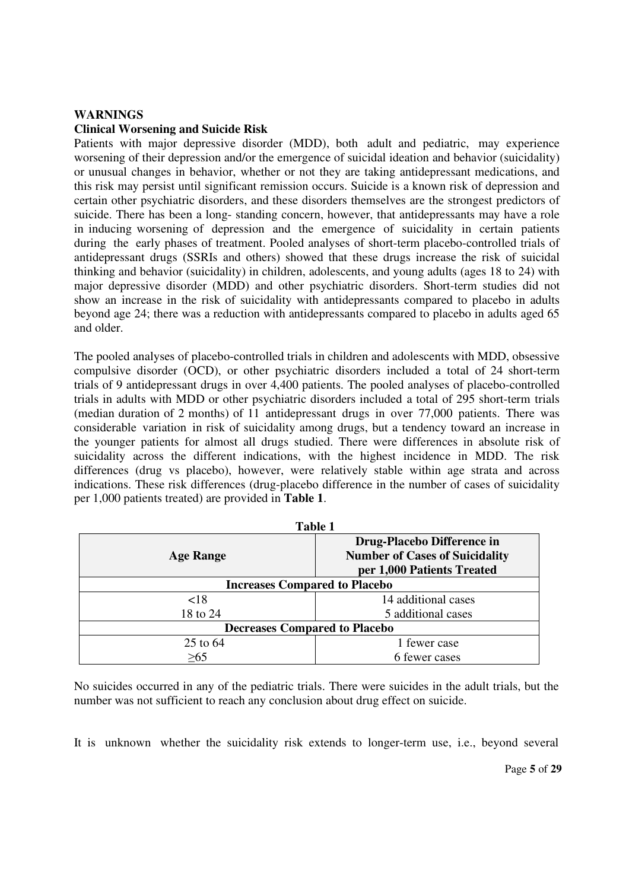## WARNINGS

### Clinical Worsening and Suicide Risk

Patients with major depressive disorder (MDD), both adult and pediatric, may experience worsening of their depression and/or the emergence of suicidal ideation and behavior (suicidality) or unusual changes in behavior, whether or not they are taking antidepressant medications, and this risk may persist until significant remission occurs. Suicide is a known risk of depression and certain other psychiatric disorders, and these disorders themselves are the strongest predictors of suicide. There has been a long- standing concern, however, that antidepressants may have a role in inducing worsening of depression and the emergence of suicidality in certain patients during the early phases of treatment. Pooled analyses of short-term placebo-controlled trials of antidepressant drugs (SSRIs and others) showed that these drugs increase the risk of suicidal thinking and behavior (suicidality) in children, adolescents, and young adults (ages 18 to 24) with major depressive disorder (MDD) and other psychiatric disorders. Short-term studies did not show an increase in the risk of suicidality with antidepressants compared to placebo in adults beyond age 24; there was a reduction with antidepressants compared to placebo in adults aged 65 and older.

The pooled analyses of placebo-controlled trials in children and adolescents with MDD, obsessive compulsive disorder (OCD), or other psychiatric disorders included a total of 24 short-term trials of 9 antidepressant drugs in over 4,400 patients. The pooled analyses of placebo-controlled trials in adults with MDD or other psychiatric disorders included a total of 295 short-term trials (median duration of 2 months) of 11 antidepressant drugs in over 77,000 patients. There was considerable variation in risk of suicidality among drugs, but a tendency toward an increase in the younger patients for almost all drugs studied. There were differences in absolute risk of suicidality across the different indications, with the highest incidence in MDD. The risk differences (drug vs placebo), however, were relatively stable within age strata and across indications. These risk differences (drug-placebo difference in the number of cases of suicidality per 1,000 patients treated) are provided in **Table 1**.

**Table 1**

| Age Range | Drug-Placebo Difference in Number of Cases of Suicidality per 1,000 Patients Treated |
|---|---|
| **Increases Compared to Placebo** | |
| <18 | 14 additional cases |
| 18 to 24 | 5 additional cases |
| **Decreases Compared to Placebo** | |
| 25 to 64 | 1 fewer case |
| ≥65 | 6 fewer cases |

No suicides occurred in any of the pediatric trials. There were suicides in the adult trials, but the number was not sufficient to reach any conclusion about drug effect on suicide.

It is unknown whether the suicidality risk extends to longer-term use, i.e., beyond several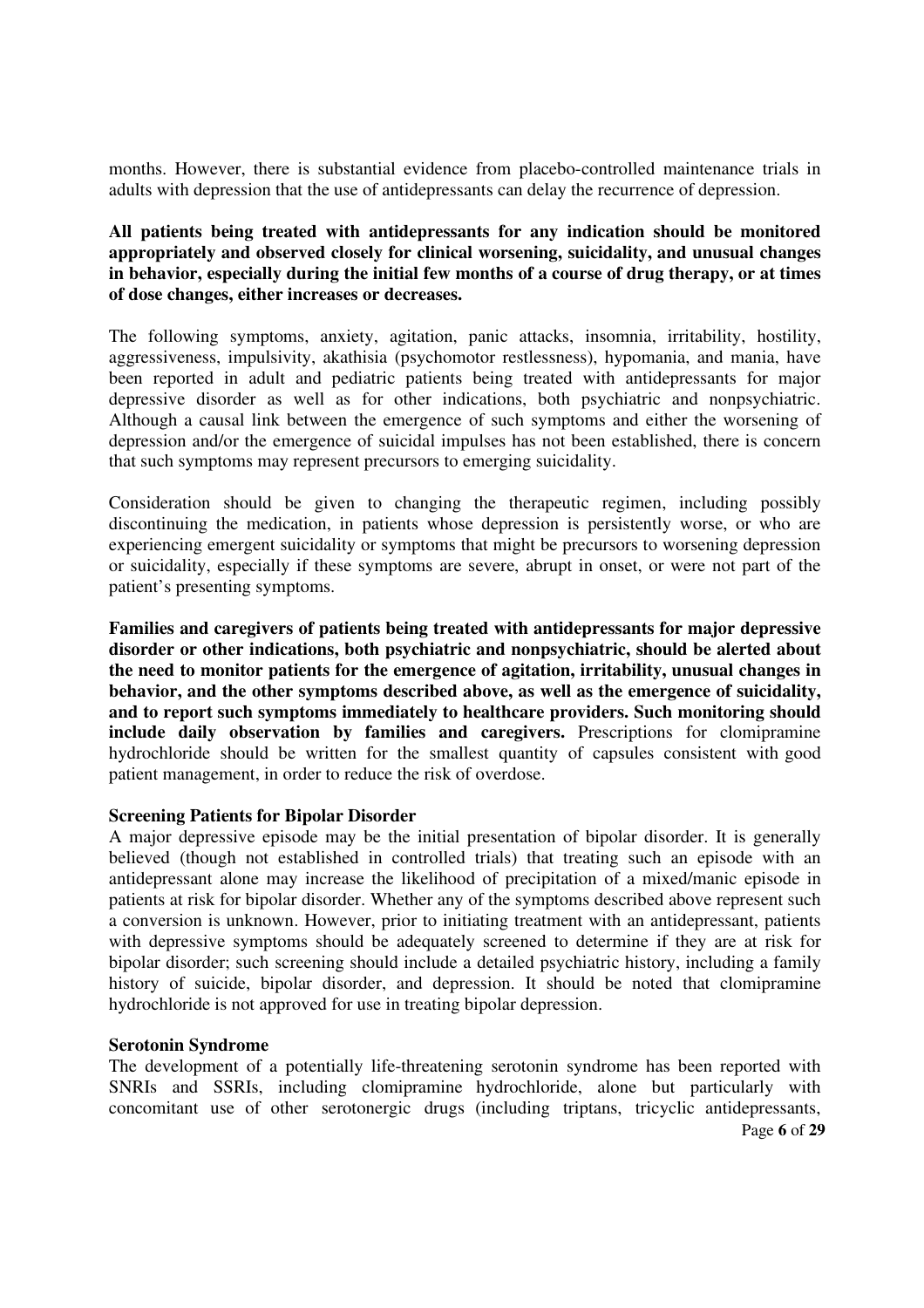months. However, there is substantial evidence from placebo-controlled maintenance trials in adults with depression that the use of antidepressants can delay the recurrence of depression.

**All patients being treated with antidepressants for any indication should be monitored appropriately and observed closely for clinical worsening, suicidality, and unusual changes in behavior, especially during the initial few months of a course of drug therapy, or at times of dose changes, either increases or decreases.**

The following symptoms, anxiety, agitation, panic attacks, insomnia, irritability, hostility, aggressiveness, impulsivity, akathisia (psychomotor restlessness), hypomania, and mania, have been reported in adult and pediatric patients being treated with antidepressants for major depressive disorder as well as for other indications, both psychiatric and nonpsychiatric. Although a causal link between the emergence of such symptoms and either the worsening of depression and/or the emergence of suicidal impulses has not been established, there is concern that such symptoms may represent precursors to emerging suicidality.

Consideration should be given to changing the therapeutic regimen, including possibly discontinuing the medication, in patients whose depression is persistently worse, or who are experiencing emergent suicidality or symptoms that might be precursors to worsening depression or suicidality, especially if these symptoms are severe, abrupt in onset, or were not part of the patient's presenting symptoms.

**Families and caregivers of patients being treated with antidepressants for major depressive disorder or other indications, both psychiatric and nonpsychiatric, should be alerted about the need to monitor patients for the emergence of agitation, irritability, unusual changes in behavior, and the other symptoms described above, as well as the emergence of suicidality, and to report such symptoms immediately to healthcare providers. Such monitoring should include daily observation by families and caregivers.** Prescriptions for clomipramine hydrochloride should be written for the smallest quantity of capsules consistent with good patient management, in order to reduce the risk of overdose.

**Screening Patients for Bipolar Disorder**

A major depressive episode may be the initial presentation of bipolar disorder. It is generally believed (though not established in controlled trials) that treating such an episode with an antidepressant alone may increase the likelihood of precipitation of a mixed/manic episode in patients at risk for bipolar disorder. Whether any of the symptoms described above represent such a conversion is unknown. However, prior to initiating treatment with an antidepressant, patients with depressive symptoms should be adequately screened to determine if they are at risk for bipolar disorder; such screening should include a detailed psychiatric history, including a family history of suicide, bipolar disorder, and depression. It should be noted that clomipramine hydrochloride is not approved for use in treating bipolar depression.

**Serotonin Syndrome**

The development of a potentially life-threatening serotonin syndrome has been reported with SNRIs and SSRIs, including clomipramine hydrochloride, alone but particularly with concomitant use of other serotonergic drugs (including triptans, tricyclic antidepressants,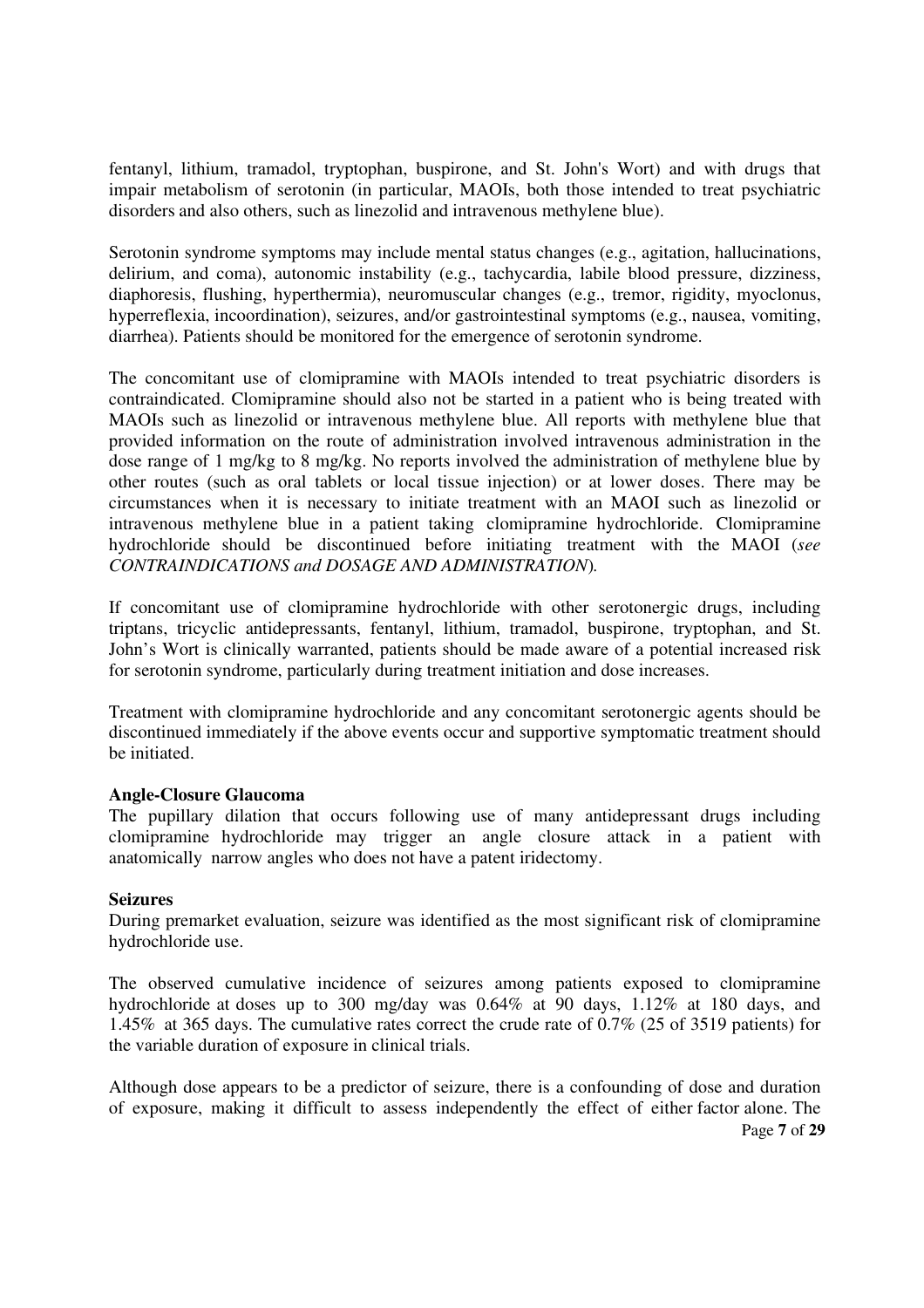fentanyl, lithium, tramadol, tryptophan, buspirone, and St. John's Wort) and with drugs that impair metabolism of serotonin (in particular, MAOIs, both those intended to treat psychiatric disorders and also others, such as linezolid and intravenous methylene blue).

Serotonin syndrome symptoms may include mental status changes (e.g., agitation, hallucinations, delirium, and coma), autonomic instability (e.g., tachycardia, labile blood pressure, dizziness, diaphoresis, flushing, hyperthermia), neuromuscular changes (e.g., tremor, rigidity, myoclonus, hyperreflexia, incoordination), seizures, and/or gastrointestinal symptoms (e.g., nausea, vomiting, diarrhea). Patients should be monitored for the emergence of serotonin syndrome.

The concomitant use of clomipramine with MAOIs intended to treat psychiatric disorders is contraindicated. Clomipramine should also not be started in a patient who is being treated with MAOIs such as linezolid or intravenous methylene blue. All reports with methylene blue that provided information on the route of administration involved intravenous administration in the dose range of 1 mg/kg to 8 mg/kg. No reports involved the administration of methylene blue by other routes (such as oral tablets or local tissue injection) or at lower doses. There may be circumstances when it is necessary to initiate treatment with an MAOI such as linezolid or intravenous methylene blue in a patient taking clomipramine hydrochloride. Clomipramine hydrochloride should be discontinued before initiating treatment with the MAOI (*see CONTRAINDICATIONS and DOSAGE AND ADMINISTRATION*).

If concomitant use of clomipramine hydrochloride with other serotonergic drugs, including triptans, tricyclic antidepressants, fentanyl, lithium, tramadol, buspirone, tryptophan, and St. John's Wort is clinically warranted, patients should be made aware of a potential increased risk for serotonin syndrome, particularly during treatment initiation and dose increases.

Treatment with clomipramine hydrochloride and any concomitant serotonergic agents should be discontinued immediately if the above events occur and supportive symptomatic treatment should be initiated.

**Angle-Closure Glaucoma**

The pupillary dilation that occurs following use of many antidepressant drugs including clomipramine hydrochloride may trigger an angle closure attack in a patient with anatomically narrow angles who does not have a patent iridectomy.

**Seizures**

During premarket evaluation, seizure was identified as the most significant risk of clomipramine hydrochloride use.

The observed cumulative incidence of seizures among patients exposed to clomipramine hydrochloride at doses up to 300 mg/day was 0.64% at 90 days, 1.12% at 180 days, and 1.45% at 365 days. The cumulative rates correct the crude rate of 0.7% (25 of 3519 patients) for the variable duration of exposure in clinical trials.

Although dose appears to be a predictor of seizure, there is a confounding of dose and duration of exposure, making it difficult to assess independently the effect of either factor alone. The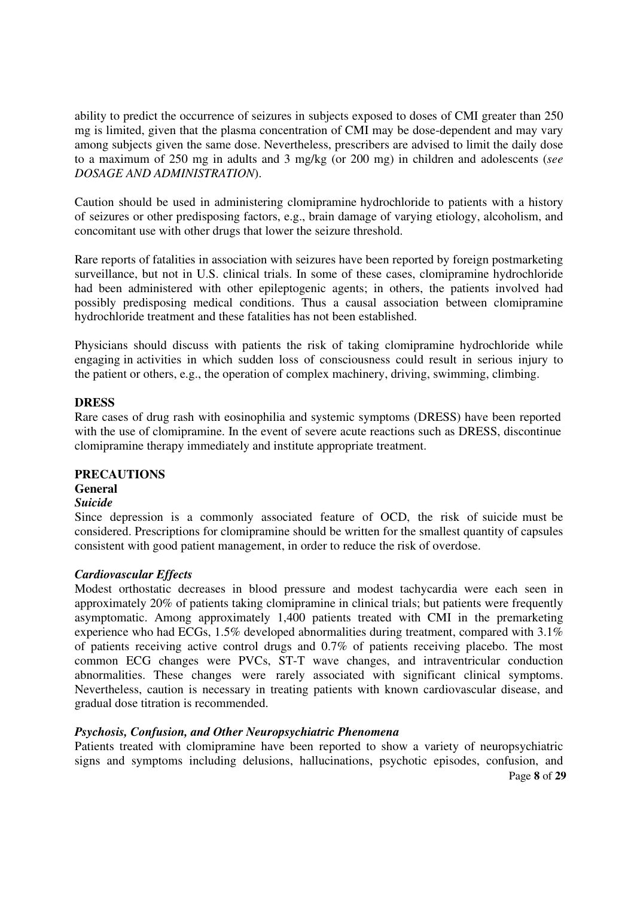ability to predict the occurrence of seizures in subjects exposed to doses of CMI greater than 250 mg is limited, given that the plasma concentration of CMI may be dose-dependent and may vary among subjects given the same dose. Nevertheless, prescribers are advised to limit the daily dose to a maximum of 250 mg in adults and 3 mg/kg (or 200 mg) in children and adolescents (*see DOSAGE AND ADMINISTRATION*).

Caution should be used in administering clomipramine hydrochloride to patients with a history of seizures or other predisposing factors, e.g., brain damage of varying etiology, alcoholism, and concomitant use with other drugs that lower the seizure threshold.

Rare reports of fatalities in association with seizures have been reported by foreign postmarketing surveillance, but not in U.S. clinical trials. In some of these cases, clomipramine hydrochloride had been administered with other epileptogenic agents; in others, the patients involved had possibly predisposing medical conditions. Thus a causal association between clomipramine hydrochloride treatment and these fatalities has not been established.

Physicians should discuss with patients the risk of taking clomipramine hydrochloride while engaging in activities in which sudden loss of consciousness could result in serious injury to the patient or others, e.g., the operation of complex machinery, driving, swimming, climbing.

**DRESS**

Rare cases of drug rash with eosinophilia and systemic symptoms (DRESS) have been reported with the use of clomipramine. In the event of severe acute reactions such as DRESS, discontinue clomipramine therapy immediately and institute appropriate treatment.

## PRECAUTIONS

### General

***Suicide***

Since depression is a commonly associated feature of OCD, the risk of suicide must be considered. Prescriptions for clomipramine should be written for the smallest quantity of capsules consistent with good patient management, in order to reduce the risk of overdose.

***Cardiovascular Effects***

Modest orthostatic decreases in blood pressure and modest tachycardia were each seen in approximately 20% of patients taking clomipramine in clinical trials; but patients were frequently asymptomatic. Among approximately 1,400 patients treated with CMI in the premarketing experience who had ECGs, 1.5% developed abnormalities during treatment, compared with 3.1% of patients receiving active control drugs and 0.7% of patients receiving placebo. The most common ECG changes were PVCs, ST-T wave changes, and intraventricular conduction abnormalities. These changes were rarely associated with significant clinical symptoms. Nevertheless, caution is necessary in treating patients with known cardiovascular disease, and gradual dose titration is recommended.

***Psychosis, Confusion, and Other Neuropsychiatric Phenomena***

Patients treated with clomipramine have been reported to show a variety of neuropsychiatric signs and symptoms including delusions, hallucinations, psychotic episodes, confusion, and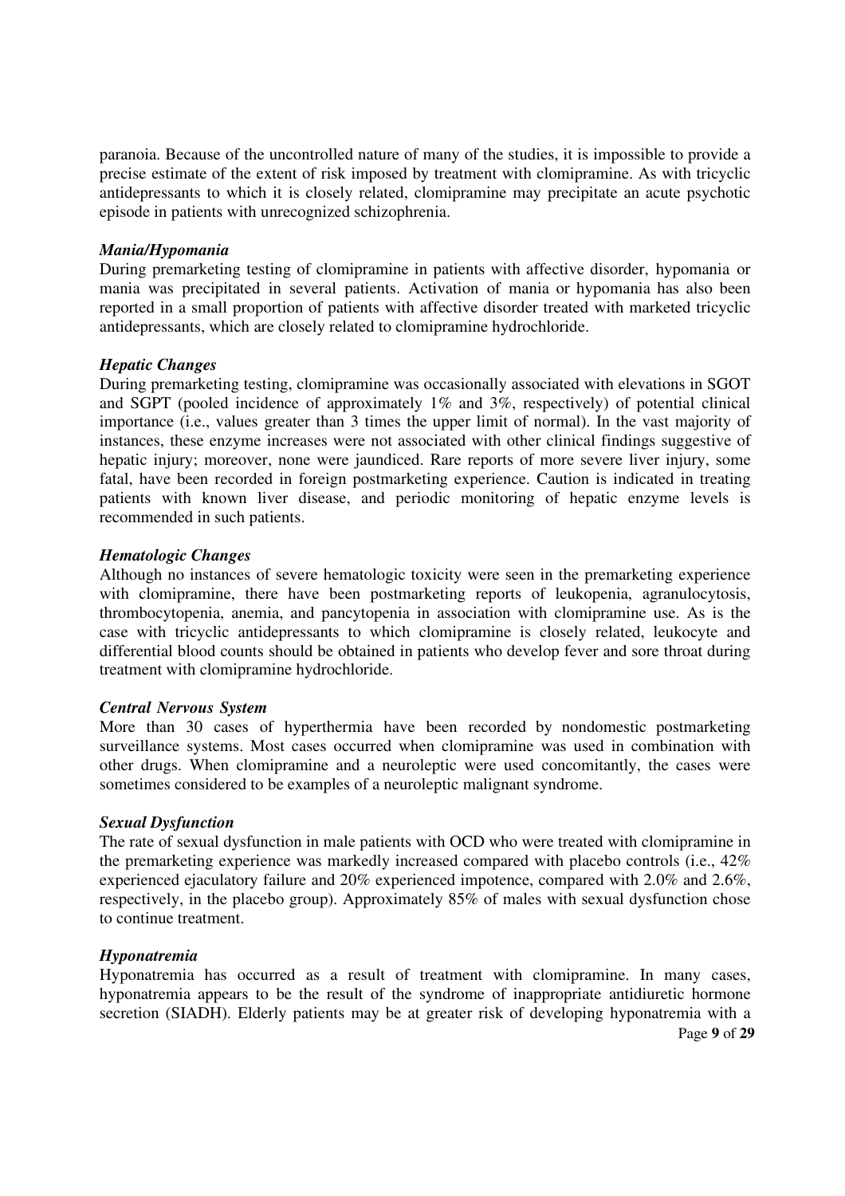paranoia. Because of the uncontrolled nature of many of the studies, it is impossible to provide a precise estimate of the extent of risk imposed by treatment with clomipramine. As with tricyclic antidepressants to which it is closely related, clomipramine may precipitate an acute psychotic episode in patients with unrecognized schizophrenia.

***Mania/Hypomania***

During premarketing testing of clomipramine in patients with affective disorder, hypomania or mania was precipitated in several patients. Activation of mania or hypomania has also been reported in a small proportion of patients with affective disorder treated with marketed tricyclic antidepressants, which are closely related to clomipramine hydrochloride.

***Hepatic Changes***

During premarketing testing, clomipramine was occasionally associated with elevations in SGOT and SGPT (pooled incidence of approximately 1% and 3%, respectively) of potential clinical importance (i.e., values greater than 3 times the upper limit of normal). In the vast majority of instances, these enzyme increases were not associated with other clinical findings suggestive of hepatic injury; moreover, none were jaundiced. Rare reports of more severe liver injury, some fatal, have been recorded in foreign postmarketing experience. Caution is indicated in treating patients with known liver disease, and periodic monitoring of hepatic enzyme levels is recommended in such patients.

***Hematologic Changes***

Although no instances of severe hematologic toxicity were seen in the premarketing experience with clomipramine, there have been postmarketing reports of leukopenia, agranulocytosis, thrombocytopenia, anemia, and pancytopenia in association with clomipramine use. As is the case with tricyclic antidepressants to which clomipramine is closely related, leukocyte and differential blood counts should be obtained in patients who develop fever and sore throat during treatment with clomipramine hydrochloride.

***Central Nervous System***

More than 30 cases of hyperthermia have been recorded by nondomestic postmarketing surveillance systems. Most cases occurred when clomipramine was used in combination with other drugs. When clomipramine and a neuroleptic were used concomitantly, the cases were sometimes considered to be examples of a neuroleptic malignant syndrome.

***Sexual Dysfunction***

The rate of sexual dysfunction in male patients with OCD who were treated with clomipramine in the premarketing experience was markedly increased compared with placebo controls (i.e., 42% experienced ejaculatory failure and 20% experienced impotence, compared with 2.0% and 2.6%, respectively, in the placebo group). Approximately 85% of males with sexual dysfunction chose to continue treatment.

***Hyponatremia***

Hyponatremia has occurred as a result of treatment with clomipramine. In many cases, hyponatremia appears to be the result of the syndrome of inappropriate antidiuretic hormone secretion (SIADH). Elderly patients may be at greater risk of developing hyponatremia with a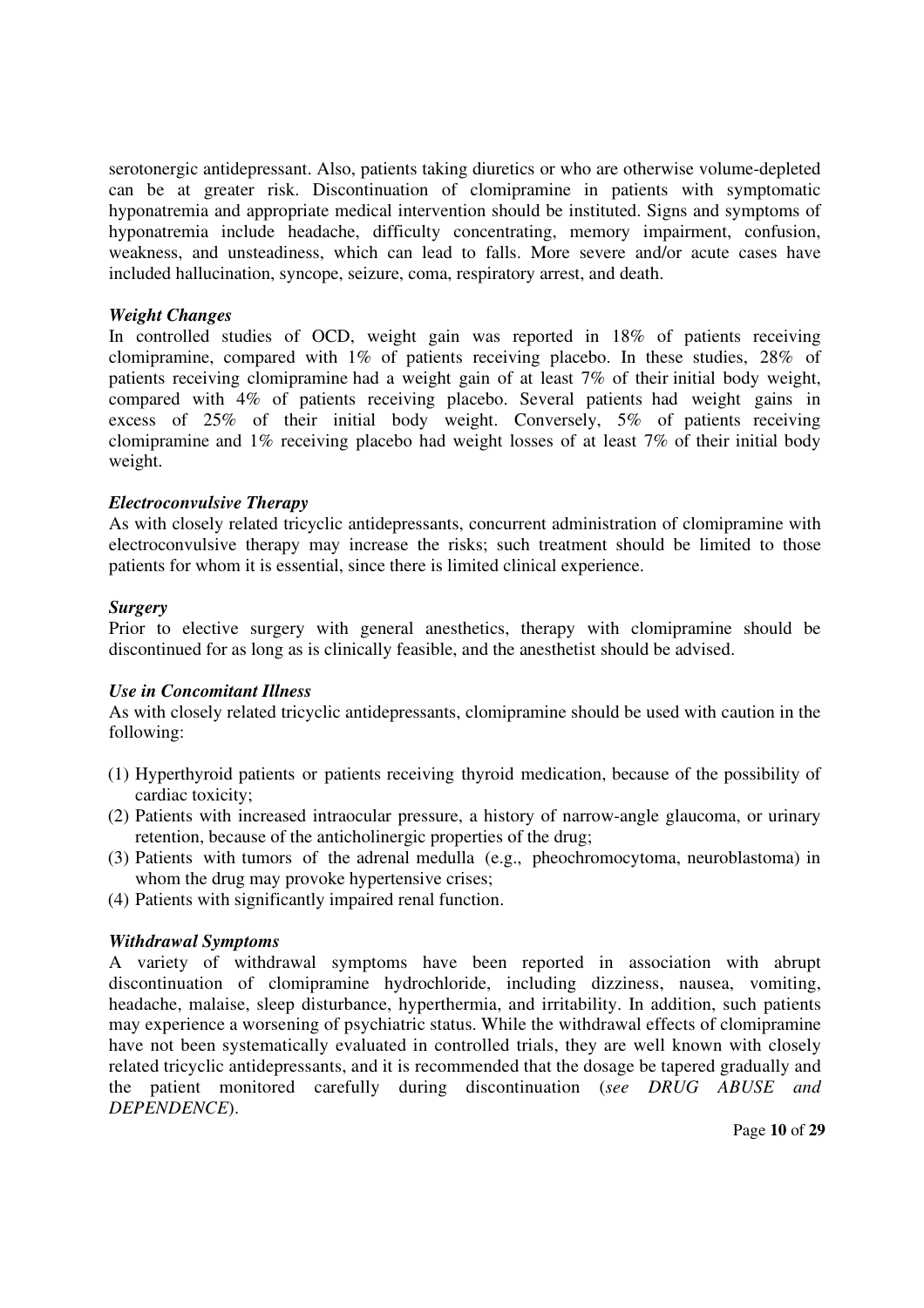serotonergic antidepressant. Also, patients taking diuretics or who are otherwise volume-depleted can be at greater risk. Discontinuation of clomipramine in patients with symptomatic hyponatremia and appropriate medical intervention should be instituted. Signs and symptoms of hyponatremia include headache, difficulty concentrating, memory impairment, confusion, weakness, and unsteadiness, which can lead to falls. More severe and/or acute cases have included hallucination, syncope, seizure, coma, respiratory arrest, and death.

***Weight Changes***

In controlled studies of OCD, weight gain was reported in 18% of patients receiving clomipramine, compared with 1% of patients receiving placebo. In these studies, 28% of patients receiving clomipramine had a weight gain of at least 7% of their initial body weight, compared with 4% of patients receiving placebo. Several patients had weight gains in excess of 25% of their initial body weight. Conversely, 5% of patients receiving clomipramine and 1% receiving placebo had weight losses of at least 7% of their initial body weight.

***Electroconvulsive Therapy***

As with closely related tricyclic antidepressants, concurrent administration of clomipramine with electroconvulsive therapy may increase the risks; such treatment should be limited to those patients for whom it is essential, since there is limited clinical experience.

***Surgery***

Prior to elective surgery with general anesthetics, therapy with clomipramine should be discontinued for as long as is clinically feasible, and the anesthetist should be advised.

***Use in Concomitant Illness***

As with closely related tricyclic antidepressants, clomipramine should be used with caution in the following:

(1) Hyperthyroid patients or patients receiving thyroid medication, because of the possibility of cardiac toxicity;
(2) Patients with increased intraocular pressure, a history of narrow-angle glaucoma, or urinary retention, because of the anticholinergic properties of the drug;
(3) Patients with tumors of the adrenal medulla (e.g., pheochromocytoma, neuroblastoma) in whom the drug may provoke hypertensive crises;
(4) Patients with significantly impaired renal function.

***Withdrawal Symptoms***

A variety of withdrawal symptoms have been reported in association with abrupt discontinuation of clomipramine hydrochloride, including dizziness, nausea, vomiting, headache, malaise, sleep disturbance, hyperthermia, and irritability. In addition, such patients may experience a worsening of psychiatric status. While the withdrawal effects of clomipramine have not been systematically evaluated in controlled trials, they are well known with closely related tricyclic antidepressants, and it is recommended that the dosage be tapered gradually and the patient monitored carefully during discontinuation (*see DRUG ABUSE and DEPENDENCE*).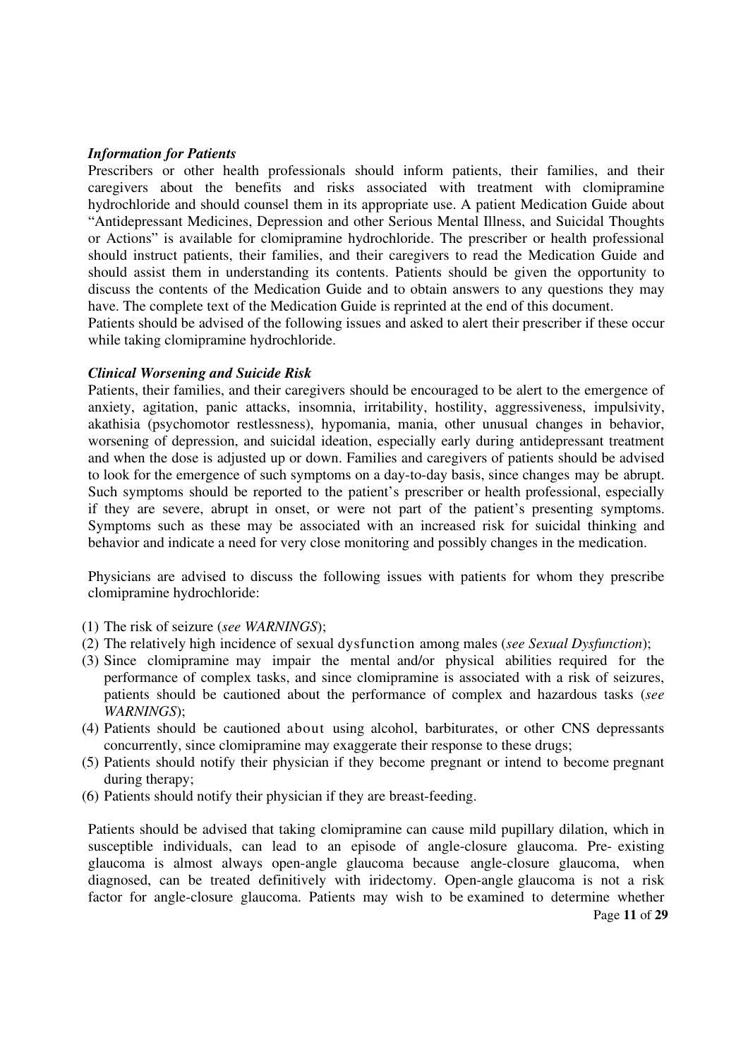***Information for Patients***

Prescribers or other health professionals should inform patients, their families, and their caregivers about the benefits and risks associated with treatment with clomipramine hydrochloride and should counsel them in its appropriate use. A patient Medication Guide about "Antidepressant Medicines, Depression and other Serious Mental Illness, and Suicidal Thoughts or Actions" is available for clomipramine hydrochloride. The prescriber or health professional should instruct patients, their families, and their caregivers to read the Medication Guide and should assist them in understanding its contents. Patients should be given the opportunity to discuss the contents of the Medication Guide and to obtain answers to any questions they may have. The complete text of the Medication Guide is reprinted at the end of this document.

Patients should be advised of the following issues and asked to alert their prescriber if these occur while taking clomipramine hydrochloride.

***Clinical Worsening and Suicide Risk***

Patients, their families, and their caregivers should be encouraged to be alert to the emergence of anxiety, agitation, panic attacks, insomnia, irritability, hostility, aggressiveness, impulsivity, akathisia (psychomotor restlessness), hypomania, mania, other unusual changes in behavior, worsening of depression, and suicidal ideation, especially early during antidepressant treatment and when the dose is adjusted up or down. Families and caregivers of patients should be advised to look for the emergence of such symptoms on a day-to-day basis, since changes may be abrupt. Such symptoms should be reported to the patient's prescriber or health professional, especially if they are severe, abrupt in onset, or were not part of the patient's presenting symptoms. Symptoms such as these may be associated with an increased risk for suicidal thinking and behavior and indicate a need for very close monitoring and possibly changes in the medication.

Physicians are advised to discuss the following issues with patients for whom they prescribe clomipramine hydrochloride:

1. The risk of seizure (*see WARNINGS*);
2. The relatively high incidence of sexual dysfunction among males (*see Sexual Dysfunction*);
3. Since clomipramine may impair the mental and/or physical abilities required for the performance of complex tasks, and since clomipramine is associated with a risk of seizures, patients should be cautioned about the performance of complex and hazardous tasks (*see WARNINGS*);
4. Patients should be cautioned about using alcohol, barbiturates, or other CNS depressants concurrently, since clomipramine may exaggerate their response to these drugs;
5. Patients should notify their physician if they become pregnant or intend to become pregnant during therapy;
6. Patients should notify their physician if they are breast-feeding.

Patients should be advised that taking clomipramine can cause mild pupillary dilation, which in susceptible individuals, can lead to an episode of angle-closure glaucoma. Pre- existing glaucoma is almost always open-angle glaucoma because angle-closure glaucoma, when diagnosed, can be treated definitively with iridectomy. Open-angle glaucoma is not a risk factor for angle-closure glaucoma. Patients may wish to be examined to determine whether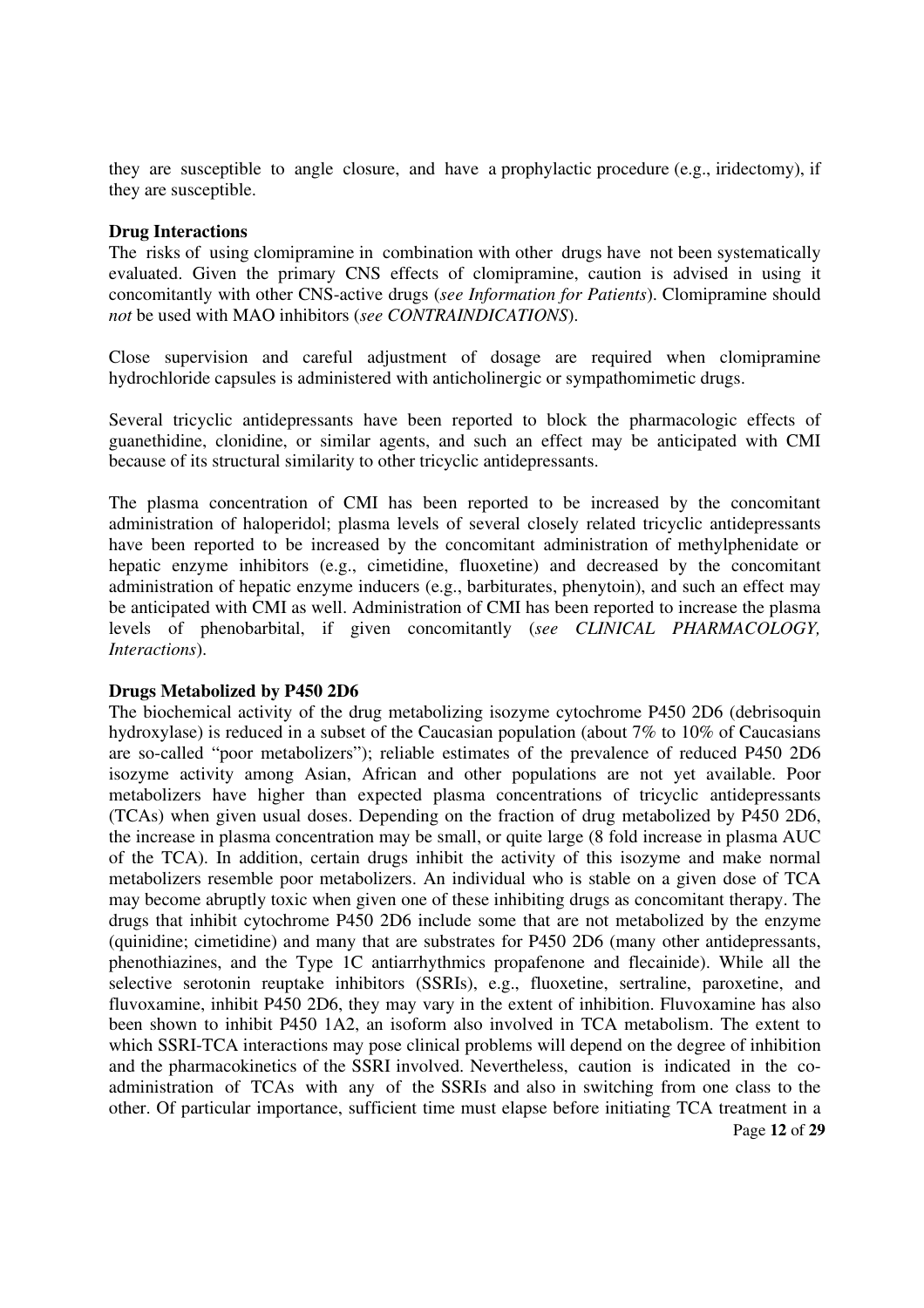they are susceptible to angle closure, and have a prophylactic procedure (e.g., iridectomy), if they are susceptible.

**Drug Interactions**

The risks of using clomipramine in combination with other drugs have not been systematically evaluated. Given the primary CNS effects of clomipramine, caution is advised in using it concomitantly with other CNS-active drugs (*see Information for Patients*). Clomipramine should *not* be used with MAO inhibitors (*see CONTRAINDICATIONS*).

Close supervision and careful adjustment of dosage are required when clomipramine hydrochloride capsules is administered with anticholinergic or sympathomimetic drugs.

Several tricyclic antidepressants have been reported to block the pharmacologic effects of guanethidine, clonidine, or similar agents, and such an effect may be anticipated with CMI because of its structural similarity to other tricyclic antidepressants.

The plasma concentration of CMI has been reported to be increased by the concomitant administration of haloperidol; plasma levels of several closely related tricyclic antidepressants have been reported to be increased by the concomitant administration of methylphenidate or hepatic enzyme inhibitors (e.g., cimetidine, fluoxetine) and decreased by the concomitant administration of hepatic enzyme inducers (e.g., barbiturates, phenytoin), and such an effect may be anticipated with CMI as well. Administration of CMI has been reported to increase the plasma levels of phenobarbital, if given concomitantly (*see CLINICAL PHARMACOLOGY, Interactions*).

**Drugs Metabolized by P450 2D6**

The biochemical activity of the drug metabolizing isozyme cytochrome P450 2D6 (debrisoquin hydroxylase) is reduced in a subset of the Caucasian population (about 7% to 10% of Caucasians are so-called "poor metabolizers"); reliable estimates of the prevalence of reduced P450 2D6 isozyme activity among Asian, African and other populations are not yet available. Poor metabolizers have higher than expected plasma concentrations of tricyclic antidepressants (TCAs) when given usual doses. Depending on the fraction of drug metabolized by P450 2D6, the increase in plasma concentration may be small, or quite large (8 fold increase in plasma AUC of the TCA). In addition, certain drugs inhibit the activity of this isozyme and make normal metabolizers resemble poor metabolizers. An individual who is stable on a given dose of TCA may become abruptly toxic when given one of these inhibiting drugs as concomitant therapy. The drugs that inhibit cytochrome P450 2D6 include some that are not metabolized by the enzyme (quinidine; cimetidine) and many that are substrates for P450 2D6 (many other antidepressants, phenothiazines, and the Type 1C antiarrhythmics propafenone and flecainide). While all the selective serotonin reuptake inhibitors (SSRIs), e.g., fluoxetine, sertraline, paroxetine, and fluvoxamine, inhibit P450 2D6, they may vary in the extent of inhibition. Fluvoxamine has also been shown to inhibit P450 1A2, an isoform also involved in TCA metabolism. The extent to which SSRI-TCA interactions may pose clinical problems will depend on the degree of inhibition and the pharmacokinetics of the SSRI involved. Nevertheless, caution is indicated in the co-administration of TCAs with any of the SSRIs and also in switching from one class to the other. Of particular importance, sufficient time must elapse before initiating TCA treatment in a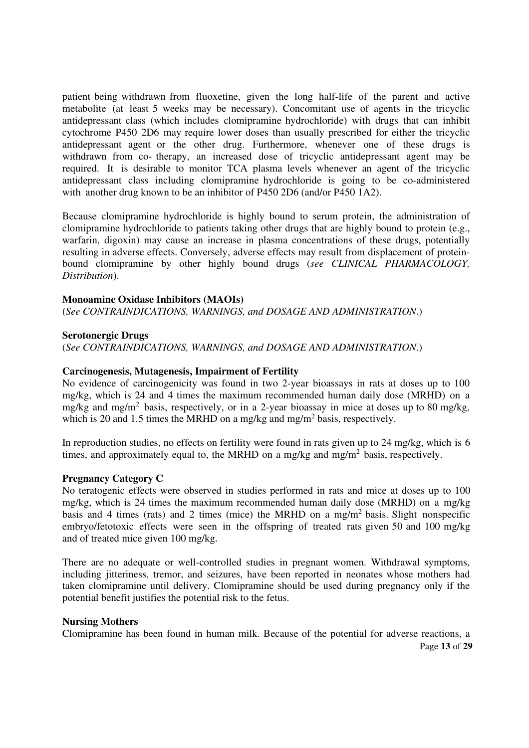patient being withdrawn from fluoxetine, given the long half-life of the parent and active metabolite (at least 5 weeks may be necessary). Concomitant use of agents in the tricyclic antidepressant class (which includes clomipramine hydrochloride) with drugs that can inhibit cytochrome P450 2D6 may require lower doses than usually prescribed for either the tricyclic antidepressant agent or the other drug. Furthermore, whenever one of these drugs is withdrawn from co- therapy, an increased dose of tricyclic antidepressant agent may be required. It is desirable to monitor TCA plasma levels whenever an agent of the tricyclic antidepressant class including clomipramine hydrochloride is going to be co-administered with another drug known to be an inhibitor of P450 2D6 (and/or P450 1A2).

Because clomipramine hydrochloride is highly bound to serum protein, the administration of clomipramine hydrochloride to patients taking other drugs that are highly bound to protein (e.g., warfarin, digoxin) may cause an increase in plasma concentrations of these drugs, potentially resulting in adverse effects. Conversely, adverse effects may result from displacement of protein-bound clomipramine by other highly bound drugs (*see CLINICAL PHARMACOLOGY, Distribution*).

**Monoamine Oxidase Inhibitors (MAOIs)**

(*See CONTRAINDICATIONS, WARNINGS, and DOSAGE AND ADMINISTRATION*.)

**Serotonergic Drugs**

(*See CONTRAINDICATIONS, WARNINGS, and DOSAGE AND ADMINISTRATION*.)

**Carcinogenesis, Mutagenesis, Impairment of Fertility**

No evidence of carcinogenicity was found in two 2-year bioassays in rats at doses up to 100 mg/kg, which is 24 and 4 times the maximum recommended human daily dose (MRHD) on a mg/kg and mg/m$^2$ basis, respectively, or in a 2-year bioassay in mice at doses up to 80 mg/kg, which is 20 and 1.5 times the MRHD on a mg/kg and mg/m$^2$ basis, respectively.

In reproduction studies, no effects on fertility were found in rats given up to 24 mg/kg, which is 6 times, and approximately equal to, the MRHD on a mg/kg and mg/m$^2$ basis, respectively.

**Pregnancy Category C**

No teratogenic effects were observed in studies performed in rats and mice at doses up to 100 mg/kg, which is 24 times the maximum recommended human daily dose (MRHD) on a mg/kg basis and 4 times (rats) and 2 times (mice) the MRHD on a mg/m$^2$ basis. Slight nonspecific embryo/fetotoxic effects were seen in the offspring of treated rats given 50 and 100 mg/kg and of treated mice given 100 mg/kg.

There are no adequate or well-controlled studies in pregnant women. Withdrawal symptoms, including jitteriness, tremor, and seizures, have been reported in neonates whose mothers had taken clomipramine until delivery. Clomipramine should be used during pregnancy only if the potential benefit justifies the potential risk to the fetus.

**Nursing Mothers**

Clomipramine has been found in human milk. Because of the potential for adverse reactions, a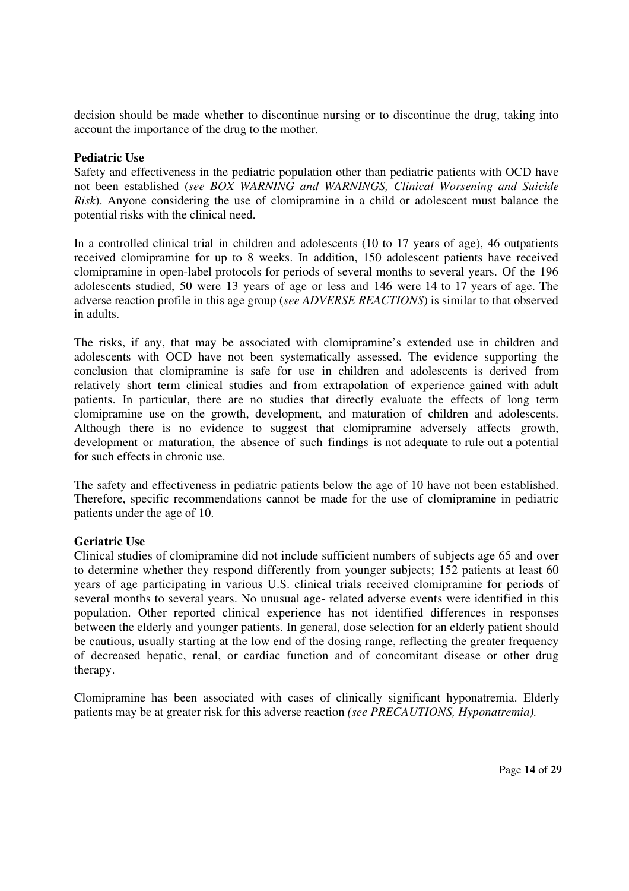decision should be made whether to discontinue nursing or to discontinue the drug, taking into account the importance of the drug to the mother.

**Pediatric Use**

Safety and effectiveness in the pediatric population other than pediatric patients with OCD have not been established (*see BOX WARNING and WARNINGS, Clinical Worsening and Suicide Risk*). Anyone considering the use of clomipramine in a child or adolescent must balance the potential risks with the clinical need.

In a controlled clinical trial in children and adolescents (10 to 17 years of age), 46 outpatients received clomipramine for up to 8 weeks. In addition, 150 adolescent patients have received clomipramine in open-label protocols for periods of several months to several years. Of the 196 adolescents studied, 50 were 13 years of age or less and 146 were 14 to 17 years of age. The adverse reaction profile in this age group (*see ADVERSE REACTIONS*) is similar to that observed in adults.

The risks, if any, that may be associated with clomipramine's extended use in children and adolescents with OCD have not been systematically assessed. The evidence supporting the conclusion that clomipramine is safe for use in children and adolescents is derived from relatively short term clinical studies and from extrapolation of experience gained with adult patients. In particular, there are no studies that directly evaluate the effects of long term clomipramine use on the growth, development, and maturation of children and adolescents. Although there is no evidence to suggest that clomipramine adversely affects growth, development or maturation, the absence of such findings is not adequate to rule out a potential for such effects in chronic use.

The safety and effectiveness in pediatric patients below the age of 10 have not been established. Therefore, specific recommendations cannot be made for the use of clomipramine in pediatric patients under the age of 10.

**Geriatric Use**

Clinical studies of clomipramine did not include sufficient numbers of subjects age 65 and over to determine whether they respond differently from younger subjects; 152 patients at least 60 years of age participating in various U.S. clinical trials received clomipramine for periods of several months to several years. No unusual age- related adverse events were identified in this population. Other reported clinical experience has not identified differences in responses between the elderly and younger patients. In general, dose selection for an elderly patient should be cautious, usually starting at the low end of the dosing range, reflecting the greater frequency of decreased hepatic, renal, or cardiac function and of concomitant disease or other drug therapy.

Clomipramine has been associated with cases of clinically significant hyponatremia. Elderly patients may be at greater risk for this adverse reaction *(see PRECAUTIONS, Hyponatremia).*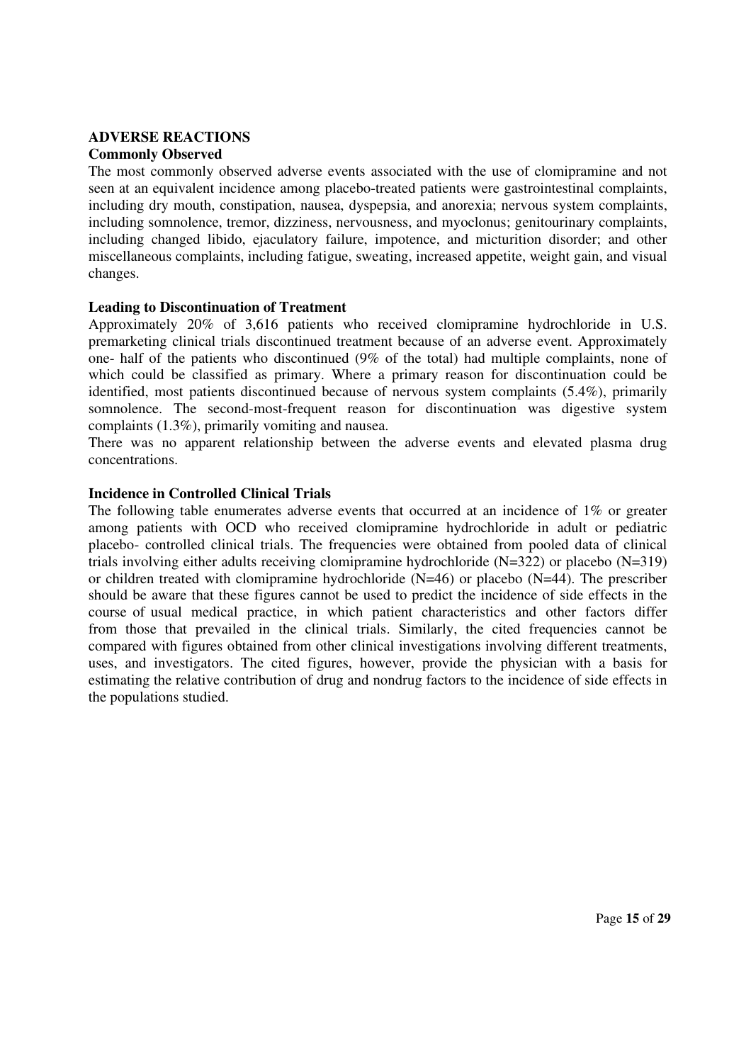## ADVERSE REACTIONS

### Commonly Observed

The most commonly observed adverse events associated with the use of clomipramine and not seen at an equivalent incidence among placebo-treated patients were gastrointestinal complaints, including dry mouth, constipation, nausea, dyspepsia, and anorexia; nervous system complaints, including somnolence, tremor, dizziness, nervousness, and myoclonus; genitourinary complaints, including changed libido, ejaculatory failure, impotence, and micturition disorder; and other miscellaneous complaints, including fatigue, sweating, increased appetite, weight gain, and visual changes.

### Leading to Discontinuation of Treatment

Approximately 20% of 3,616 patients who received clomipramine hydrochloride in U.S. premarketing clinical trials discontinued treatment because of an adverse event. Approximately one- half of the patients who discontinued (9% of the total) had multiple complaints, none of which could be classified as primary. Where a primary reason for discontinuation could be identified, most patients discontinued because of nervous system complaints (5.4%), primarily somnolence. The second-most-frequent reason for discontinuation was digestive system complaints (1.3%), primarily vomiting and nausea.

There was no apparent relationship between the adverse events and elevated plasma drug concentrations.

### Incidence in Controlled Clinical Trials

The following table enumerates adverse events that occurred at an incidence of 1% or greater among patients with OCD who received clomipramine hydrochloride in adult or pediatric placebo- controlled clinical trials. The frequencies were obtained from pooled data of clinical trials involving either adults receiving clomipramine hydrochloride (N=322) or placebo (N=319) or children treated with clomipramine hydrochloride (N=46) or placebo (N=44). The prescriber should be aware that these figures cannot be used to predict the incidence of side effects in the course of usual medical practice, in which patient characteristics and other factors differ from those that prevailed in the clinical trials. Similarly, the cited frequencies cannot be compared with figures obtained from other clinical investigations involving different treatments, uses, and investigators. The cited figures, however, provide the physician with a basis for estimating the relative contribution of drug and nondrug factors to the incidence of side effects in the populations studied.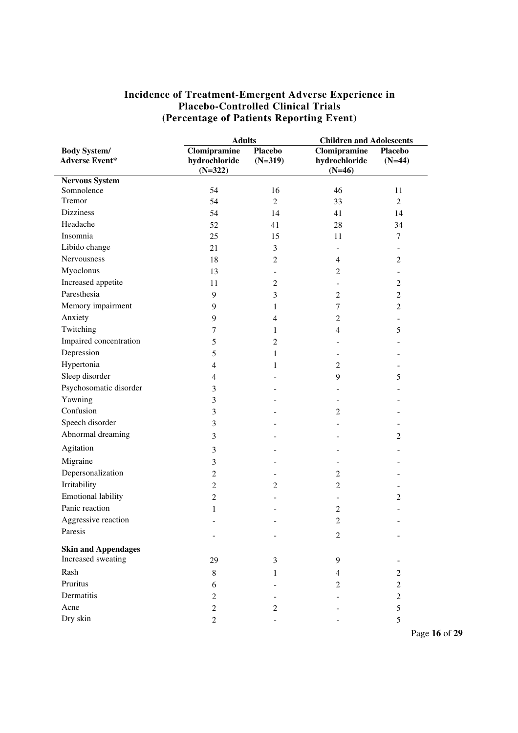### Incidence of Treatment-Emergent Adverse Experience in Placebo-Controlled Clinical Trials (Percentage of Patients Reporting Event)

| Body System/ Adverse Event* | Adults | | Children and Adolescents | |
|---|---|---|---|---|
| | Clomipramine hydrochloride (N=322) | Placebo (N=319) | Clomipramine hydrochloride (N=46) | Placebo (N=44) |
| **Nervous System** | | | | |
| Somnolence | 54 | 16 | 46 | 11 |
| Tremor | 54 | 2 | 33 | 2 |
| Dizziness | 54 | 14 | 41 | 14 |
| Headache | 52 | 41 | 28 | 34 |
| Insomnia | 25 | 15 | 11 | 7 |
| Libido change | 21 | 3 | - | - |
| Nervousness | 18 | 2 | 4 | 2 |
| Myoclonus | 13 | - | 2 | - |
| Increased appetite | 11 | 2 | - | 2 |
| Paresthesia | 9 | 3 | 2 | 2 |
| Memory impairment | 9 | 1 | 7 | 2 |
| Anxiety | 9 | 4 | 2 | - |
| Twitching | 7 | 1 | 4 | 5 |
| Impaired concentration | 5 | 2 | - | - |
| Depression | 5 | 1 | - | - |
| Hypertonia | 4 | 1 | 2 | - |
| Sleep disorder | 4 | - | 9 | 5 |
| Psychosomatic disorder | 3 | - | - | - |
| Yawning | 3 | - | - | - |
| Confusion | 3 | - | 2 | - |
| Speech disorder | 3 | - | - | - |
| Abnormal dreaming | 3 | - | - | 2 |
| Agitation | 3 | - | - | - |
| Migraine | 3 | - | - | - |
| Depersonalization | 2 | - | 2 | - |
| Irritability | 2 | 2 | 2 | - |
| Emotional lability | 2 | - | - | 2 |
| Panic reaction | 1 | - | 2 | - |
| Aggressive reaction | - | - | 2 | - |
| Paresis | - | - | 2 | - |
| **Skin and Appendages** | | | | |
| Increased sweating | 29 | 3 | 9 | - |
| Rash | 8 | 1 | 4 | 2 |
| Pruritus | 6 | - | 2 | 2 |
| Dermatitis | 2 | - | - | 2 |
| Acne | 2 | 2 | - | 5 |
| Dry skin | 2 | - | - | 5 |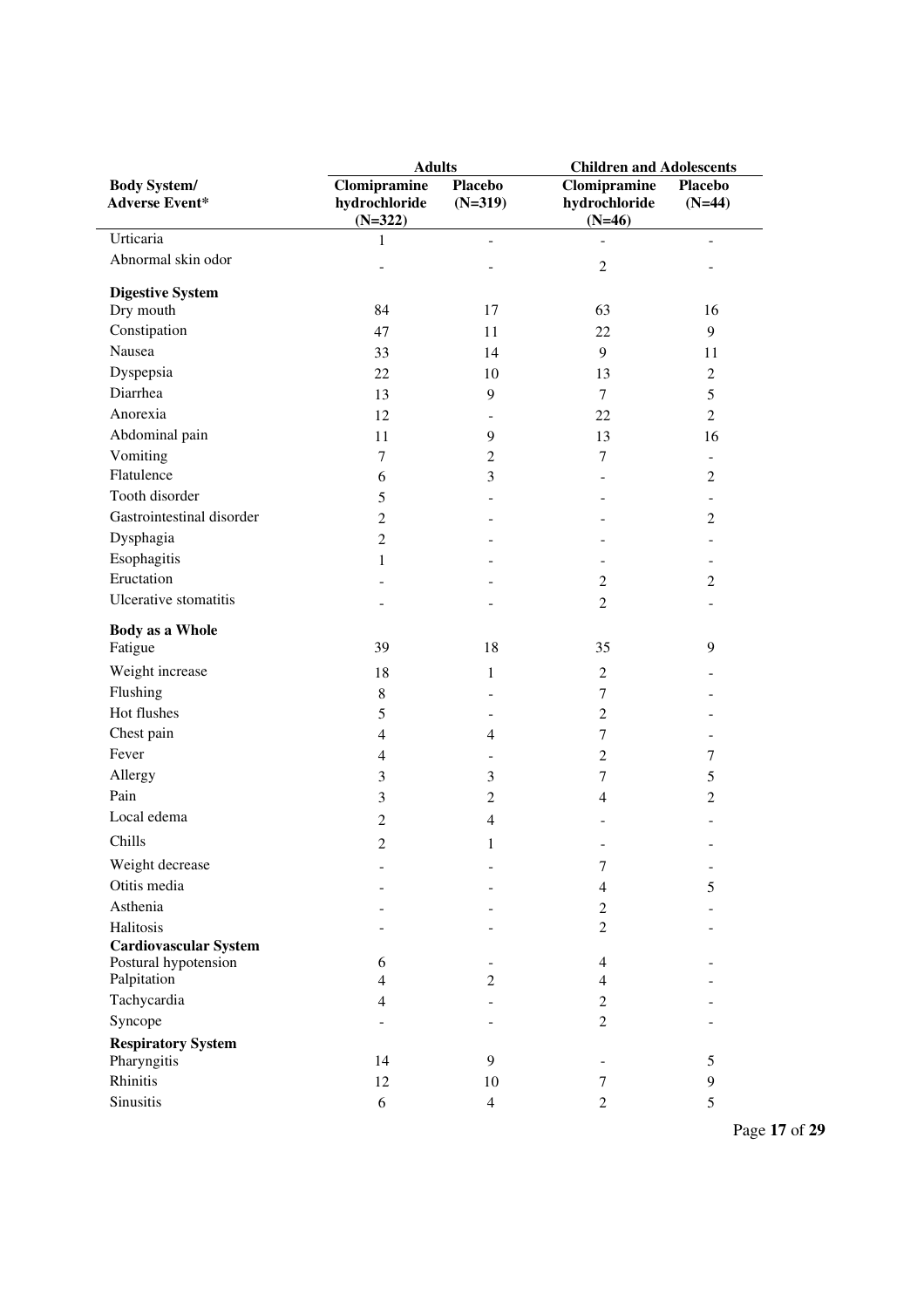| Body System/ Adverse Event* | Adults | | Children and Adolescents | |
|---|---|---|---|---|
| | Clomipramine hydrochloride (N=322) | Placebo (N=319) | Clomipramine hydrochloride (N=46) | Placebo (N=44) |
| Urticaria | 1 | - | - | - |
| Abnormal skin odor | - | - | 2 | - |
| **Digestive System** | | | | |
| Dry mouth | 84 | 17 | 63 | 16 |
| Constipation | 47 | 11 | 22 | 9 |
| Nausea | 33 | 14 | 9 | 11 |
| Dyspepsia | 22 | 10 | 13 | 2 |
| Diarrhea | 13 | 9 | 7 | 5 |
| Anorexia | 12 | - | 22 | 2 |
| Abdominal pain | 11 | 9 | 13 | 16 |
| Vomiting | 7 | 2 | 7 | - |
| Flatulence | 6 | 3 | - | 2 |
| Tooth disorder | 5 | - | - | - |
| Gastrointestinal disorder | 2 | - | - | 2 |
| Dysphagia | 2 | - | - | - |
| Esophagitis | 1 | - | - | - |
| Eructation | - | - | 2 | 2 |
| Ulcerative stomatitis | - | - | 2 | - |
| **Body as a Whole** | | | | |
| Fatigue | 39 | 18 | 35 | 9 |
| Weight increase | 18 | 1 | 2 | - |
| Flushing | 8 | - | 7 | - |
| Hot flushes | 5 | - | 2 | - |
| Chest pain | 4 | 4 | 7 | - |
| Fever | 4 | - | 2 | 7 |
| Allergy | 3 | 3 | 7 | 5 |
| Pain | 3 | 2 | 4 | 2 |
| Local edema | 2 | 4 | - | - |
| Chills | 2 | 1 | - | - |
| Weight decrease | - | - | 7 | - |
| Otitis media | - | - | 4 | 5 |
| Asthenia | - | - | 2 | - |
| Halitosis | - | - | 2 | - |
| **Cardiovascular System** | | | | |
| Postural hypotension | 6 | - | 4 | - |
| Palpitation | 4 | 2 | 4 | - |
| Tachycardia | 4 | - | 2 | - |
| Syncope | - | - | 2 | - |
| **Respiratory System** | | | | |
| Pharyngitis | 14 | 9 | - | 5 |
| Rhinitis | 12 | 10 | 7 | 9 |
| Sinusitis | 6 | 4 | 2 | 5 |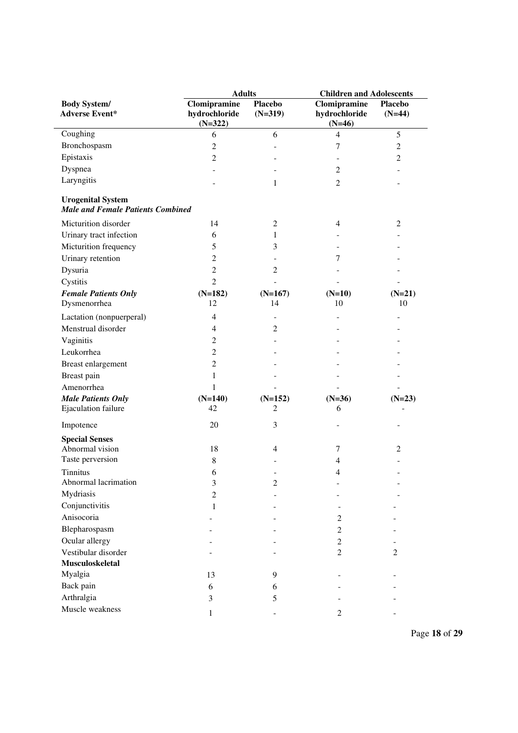| Body System/ Adverse Event* | Adults | | Children and Adolescents | |
|---|---|---|---|---|
| | Clomipramine hydrochloride (N=322) | Placebo (N=319) | Clomipramine hydrochloride (N=46) | Placebo (N=44) |
| Coughing | 6 | 6 | 4 | 5 |
| Bronchospasm | 2 | - | 7 | 2 |
| Epistaxis | 2 | - | - | 2 |
| Dyspnea | - | - | 2 | - |
| Laryngitis | - | 1 | 2 | - |
| **Urogenital System** | | | | |
| ***Male and Female Patients Combined*** | | | | |
| Micturition disorder | 14 | 2 | 4 | 2 |
| Urinary tract infection | 6 | 1 | - | - |
| Micturition frequency | 5 | 3 | - | - |
| Urinary retention | 2 | - | 7 | - |
| Dysuria | 2 | 2 | - | - |
| Cystitis | 2 | - | - | - |
| ***Female Patients Only*** | **(N=182)** | **(N=167)** | **(N=10)** | **(N=21)** |
| Dysmenorrhea | 12 | 14 | 10 | 10 |
| Lactation (nonpuerperal) | 4 | - | - | - |
| Menstrual disorder | 4 | 2 | - | - |
| Vaginitis | 2 | - | - | - |
| Leukorrhea | 2 | - | - | - |
| Breast enlargement | 2 | - | - | - |
| Breast pain | 1 | - | - | - |
| Amenorrhea | 1 | - | - | - |
| ***Male Patients Only*** | **(N=140)** | **(N=152)** | **(N=36)** | **(N=23)** |
| Ejaculation failure | 42 | 2 | 6 | - |
| Impotence | 20 | 3 | - | - |
| **Special Senses** | | | | |
| Abnormal vision | 18 | 4 | 7 | 2 |
| Taste perversion | 8 | - | 4 | - |
| Tinnitus | 6 | - | 4 | - |
| Abnormal lacrimation | 3 | 2 | - | - |
| Mydriasis | 2 | - | - | - |
| Conjunctivitis | 1 | - | - | - |
| Anisocoria | - | - | 2 | - |
| Blepharospasm | - | - | 2 | - |
| Ocular allergy | - | - | 2 | - |
| Vestibular disorder | - | - | 2 | 2 |
| **Musculoskeletal** | | | | |
| Myalgia | 13 | 9 | - | - |
| Back pain | 6 | 6 | - | - |
| Arthralgia | 3 | 5 | - | - |
| Muscle weakness | 1 | - | 2 | - |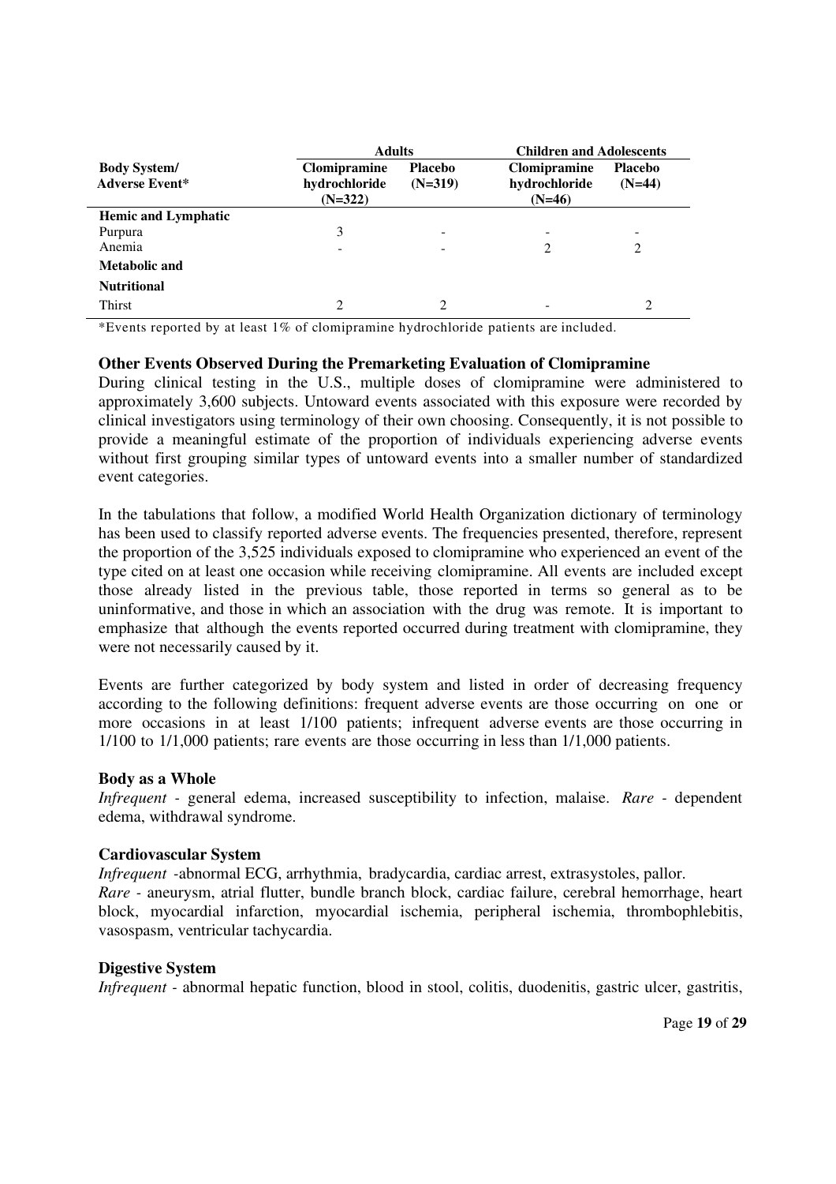| Body System/ Adverse Event* | Adults | | Children and Adolescents | |
|---|---|---|---|---|
| | Clomipramine hydrochloride (N=322) | Placebo (N=319) | Clomipramine hydrochloride (N=46) | Placebo (N=44) |
| **Hemic and Lymphatic** | | | | |
| Purpura | 3 | - | - | - |
| Anemia | - | - | 2 | 2 |
| **Metabolic and Nutritional** | | | | |
| Thirst | 2 | 2 | - | 2 |

*Events reported by at least 1% of clomipramine hydrochloride patients are included.

**Other Events Observed During the Premarketing Evaluation of Clomipramine**

During clinical testing in the U.S., multiple doses of clomipramine were administered to approximately 3,600 subjects. Untoward events associated with this exposure were recorded by clinical investigators using terminology of their own choosing. Consequently, it is not possible to provide a meaningful estimate of the proportion of individuals experiencing adverse events without first grouping similar types of untoward events into a smaller number of standardized event categories.

In the tabulations that follow, a modified World Health Organization dictionary of terminology has been used to classify reported adverse events. The frequencies presented, therefore, represent the proportion of the 3,525 individuals exposed to clomipramine who experienced an event of the type cited on at least one occasion while receiving clomipramine. All events are included except those already listed in the previous table, those reported in terms so general as to be uninformative, and those in which an association with the drug was remote. It is important to emphasize that although the events reported occurred during treatment with clomipramine, they were not necessarily caused by it.

Events are further categorized by body system and listed in order of decreasing frequency according to the following definitions: frequent adverse events are those occurring on one or more occasions in at least 1/100 patients; infrequent adverse events are those occurring in 1/100 to 1/1,000 patients; rare events are those occurring in less than 1/1,000 patients.

**Body as a Whole**

*Infrequent* - general edema, increased susceptibility to infection, malaise. *Rare* - dependent edema, withdrawal syndrome.

**Cardiovascular System**

*Infrequent* -abnormal ECG, arrhythmia, bradycardia, cardiac arrest, extrasystoles, pallor.
*Rare* - aneurysm, atrial flutter, bundle branch block, cardiac failure, cerebral hemorrhage, heart block, myocardial infarction, myocardial ischemia, peripheral ischemia, thrombophlebitis, vasospasm, ventricular tachycardia.

**Digestive System**

*Infrequent* - abnormal hepatic function, blood in stool, colitis, duodenitis, gastric ulcer, gastritis,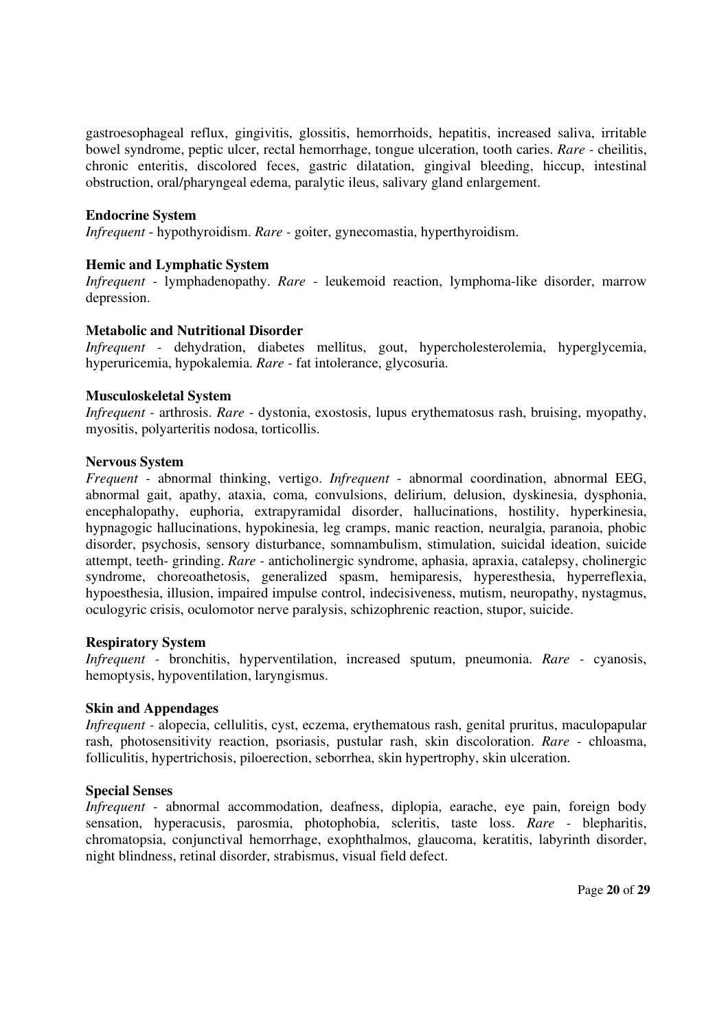gastroesophageal reflux, gingivitis, glossitis, hemorrhoids, hepatitis, increased saliva, irritable bowel syndrome, peptic ulcer, rectal hemorrhage, tongue ulceration, tooth caries. *Rare* - cheilitis, chronic enteritis, discolored feces, gastric dilatation, gingival bleeding, hiccup, intestinal obstruction, oral/pharyngeal edema, paralytic ileus, salivary gland enlargement.

**Endocrine System**
*Infrequent* - hypothyroidism. *Rare* - goiter, gynecomastia, hyperthyroidism.

**Hemic and Lymphatic System**
*Infrequent* - lymphadenopathy. *Rare* - leukemoid reaction, lymphoma-like disorder, marrow depression.

**Metabolic and Nutritional Disorder**
*Infrequent* - dehydration, diabetes mellitus, gout, hypercholesterolemia, hyperglycemia, hyperuricemia, hypokalemia. *Rare* - fat intolerance, glycosuria.

**Musculoskeletal System**
*Infrequent* - arthrosis. *Rare* - dystonia, exostosis, lupus erythematosus rash, bruising, myopathy, myositis, polyarteritis nodosa, torticollis.

**Nervous System**
*Frequent* - abnormal thinking, vertigo. *Infrequent* - abnormal coordination, abnormal EEG, abnormal gait, apathy, ataxia, coma, convulsions, delirium, delusion, dyskinesia, dysphonia, encephalopathy, euphoria, extrapyramidal disorder, hallucinations, hostility, hyperkinesia, hypnagogic hallucinations, hypokinesia, leg cramps, manic reaction, neuralgia, paranoia, phobic disorder, psychosis, sensory disturbance, somnambulism, stimulation, suicidal ideation, suicide attempt, teeth- grinding. *Rare* - anticholinergic syndrome, aphasia, apraxia, catalepsy, cholinergic syndrome, choreoathetosis, generalized spasm, hemiparesis, hyperesthesia, hyperreflexia, hypoesthesia, illusion, impaired impulse control, indecisiveness, mutism, neuropathy, nystagmus, oculogyric crisis, oculomotor nerve paralysis, schizophrenic reaction, stupor, suicide.

**Respiratory System**
*Infrequent* - bronchitis, hyperventilation, increased sputum, pneumonia. *Rare* - cyanosis, hemoptysis, hypoventilation, laryngismus.

**Skin and Appendages**
*Infrequent* - alopecia, cellulitis, cyst, eczema, erythematous rash, genital pruritus, maculopapular rash, photosensitivity reaction, psoriasis, pustular rash, skin discoloration. *Rare* - chloasma, folliculitis, hypertrichosis, piloerection, seborrhea, skin hypertrophy, skin ulceration.

**Special Senses**
*Infrequent* - abnormal accommodation, deafness, diplopia, earache, eye pain, foreign body sensation, hyperacusis, parosmia, photophobia, scleritis, taste loss. *Rare* - blepharitis, chromatopsia, conjunctival hemorrhage, exophthalmos, glaucoma, keratitis, labyrinth disorder, night blindness, retinal disorder, strabismus, visual field defect.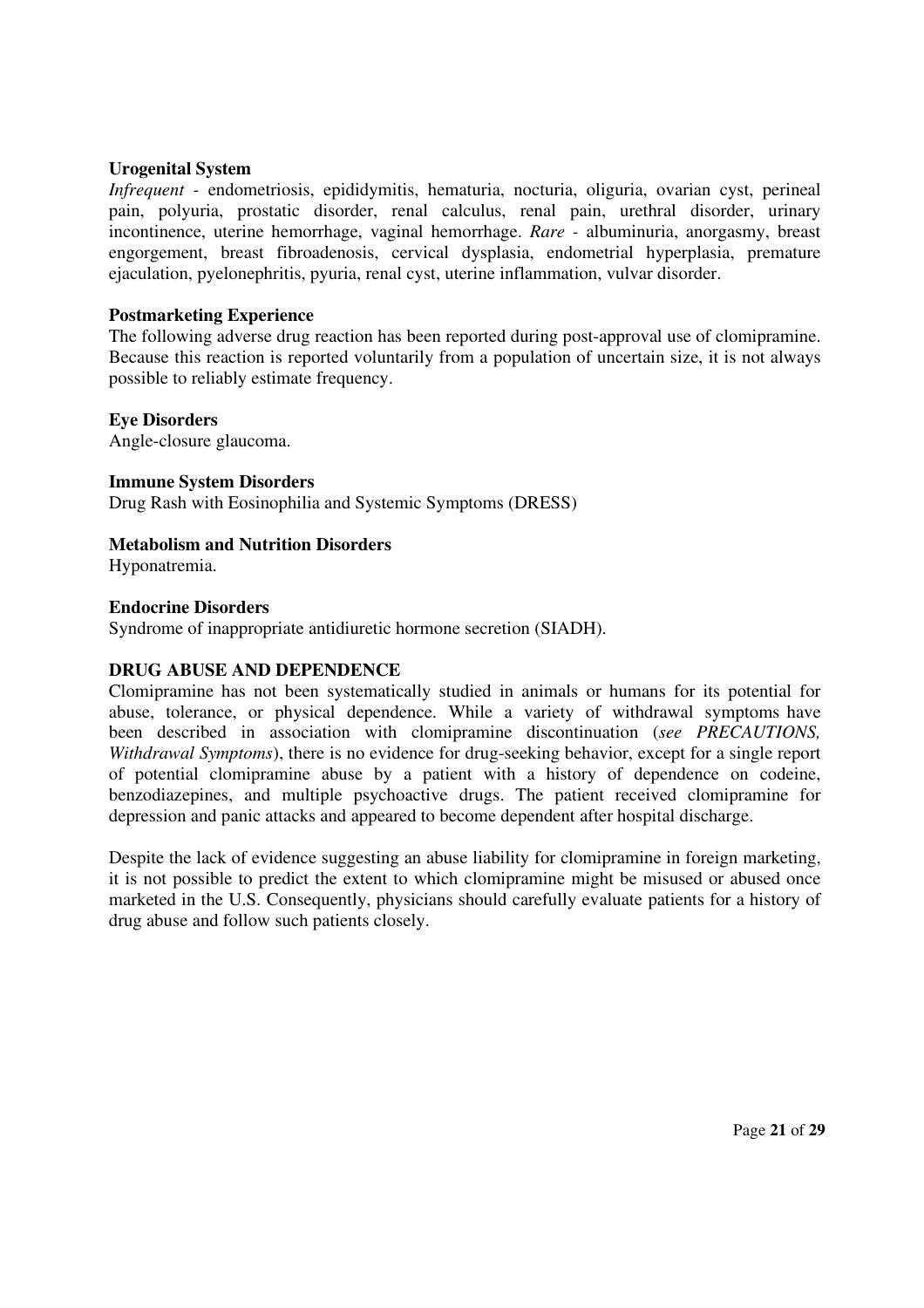**Urogenital System**

*Infrequent* - endometriosis, epididymitis, hematuria, nocturia, oliguria, ovarian cyst, perineal pain, polyuria, prostatic disorder, renal calculus, renal pain, urethral disorder, urinary incontinence, uterine hemorrhage, vaginal hemorrhage. *Rare* - albuminuria, anorgasmy, breast engorgement, breast fibroadenosis, cervical dysplasia, endometrial hyperplasia, premature ejaculation, pyelonephritis, pyuria, renal cyst, uterine inflammation, vulvar disorder.

**Postmarketing Experience**

The following adverse drug reaction has been reported during post-approval use of clomipramine. Because this reaction is reported voluntarily from a population of uncertain size, it is not always possible to reliably estimate frequency.

**Eye Disorders**

Angle-closure glaucoma.

**Immune System Disorders**

Drug Rash with Eosinophilia and Systemic Symptoms (DRESS)

**Metabolism and Nutrition Disorders**

Hyponatremia.

**Endocrine Disorders**

Syndrome of inappropriate antidiuretic hormone secretion (SIADH).

**DRUG ABUSE AND DEPENDENCE**

Clomipramine has not been systematically studied in animals or humans for its potential for abuse, tolerance, or physical dependence. While a variety of withdrawal symptoms have been described in association with clomipramine discontinuation (*see PRECAUTIONS, Withdrawal Symptoms*), there is no evidence for drug-seeking behavior, except for a single report of potential clomipramine abuse by a patient with a history of dependence on codeine, benzodiazepines, and multiple psychoactive drugs. The patient received clomipramine for depression and panic attacks and appeared to become dependent after hospital discharge.

Despite the lack of evidence suggesting an abuse liability for clomipramine in foreign marketing, it is not possible to predict the extent to which clomipramine might be misused or abused once marketed in the U.S. Consequently, physicians should carefully evaluate patients for a history of drug abuse and follow such patients closely.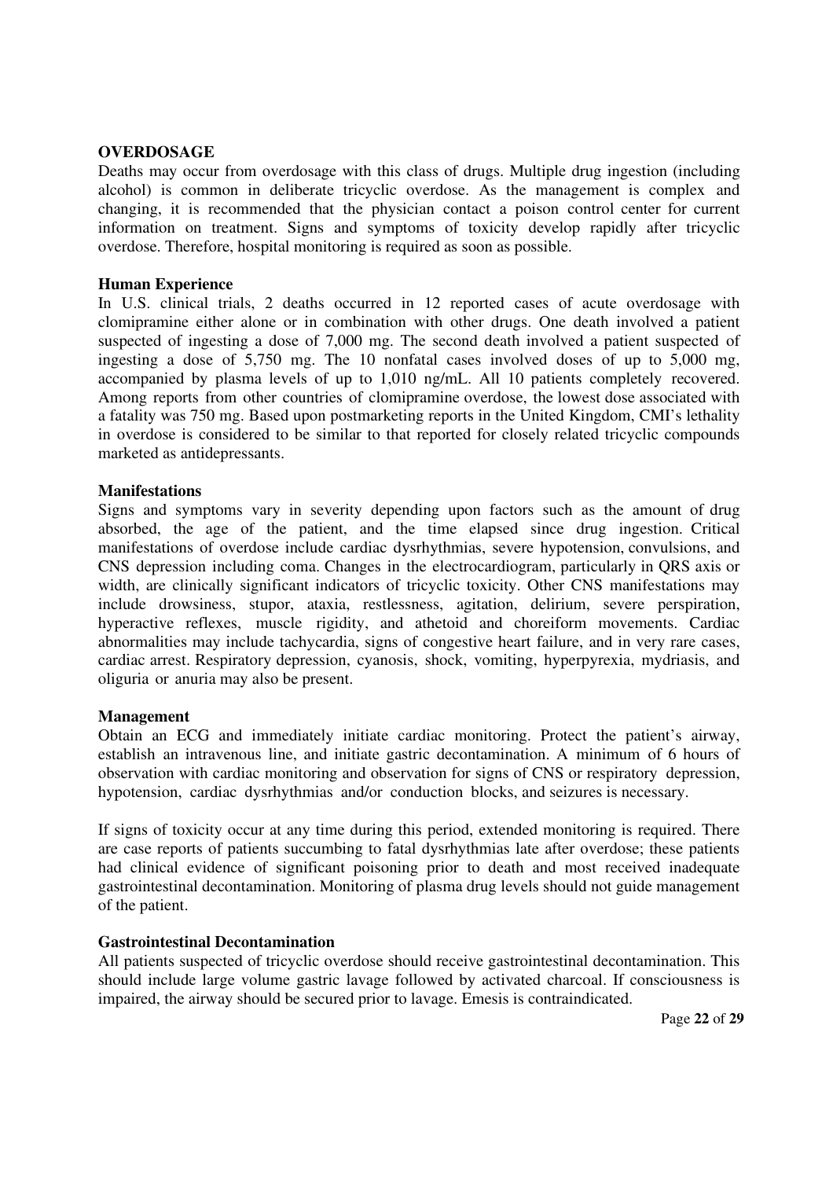## OVERDOSAGE

Deaths may occur from overdosage with this class of drugs. Multiple drug ingestion (including alcohol) is common in deliberate tricyclic overdose. As the management is complex and changing, it is recommended that the physician contact a poison control center for current information on treatment. Signs and symptoms of toxicity develop rapidly after tricyclic overdose. Therefore, hospital monitoring is required as soon as possible.

### Human Experience

In U.S. clinical trials, 2 deaths occurred in 12 reported cases of acute overdosage with clomipramine either alone or in combination with other drugs. One death involved a patient suspected of ingesting a dose of 7,000 mg. The second death involved a patient suspected of ingesting a dose of 5,750 mg. The 10 nonfatal cases involved doses of up to 5,000 mg, accompanied by plasma levels of up to 1,010 ng/mL. All 10 patients completely recovered. Among reports from other countries of clomipramine overdose, the lowest dose associated with a fatality was 750 mg. Based upon postmarketing reports in the United Kingdom, CMI's lethality in overdose is considered to be similar to that reported for closely related tricyclic compounds marketed as antidepressants.

### Manifestations

Signs and symptoms vary in severity depending upon factors such as the amount of drug absorbed, the age of the patient, and the time elapsed since drug ingestion. Critical manifestations of overdose include cardiac dysrhythmias, severe hypotension, convulsions, and CNS depression including coma. Changes in the electrocardiogram, particularly in QRS axis or width, are clinically significant indicators of tricyclic toxicity. Other CNS manifestations may include drowsiness, stupor, ataxia, restlessness, agitation, delirium, severe perspiration, hyperactive reflexes, muscle rigidity, and athetoid and choreiform movements. Cardiac abnormalities may include tachycardia, signs of congestive heart failure, and in very rare cases, cardiac arrest. Respiratory depression, cyanosis, shock, vomiting, hyperpyrexia, mydriasis, and oliguria or anuria may also be present.

### Management

Obtain an ECG and immediately initiate cardiac monitoring. Protect the patient's airway, establish an intravenous line, and initiate gastric decontamination. A minimum of 6 hours of observation with cardiac monitoring and observation for signs of CNS or respiratory depression, hypotension, cardiac dysrhythmias and/or conduction blocks, and seizures is necessary.

If signs of toxicity occur at any time during this period, extended monitoring is required. There are case reports of patients succumbing to fatal dysrhythmias late after overdose; these patients had clinical evidence of significant poisoning prior to death and most received inadequate gastrointestinal decontamination. Monitoring of plasma drug levels should not guide management of the patient.

### Gastrointestinal Decontamination

All patients suspected of tricyclic overdose should receive gastrointestinal decontamination. This should include large volume gastric lavage followed by activated charcoal. If consciousness is impaired, the airway should be secured prior to lavage. Emesis is contraindicated.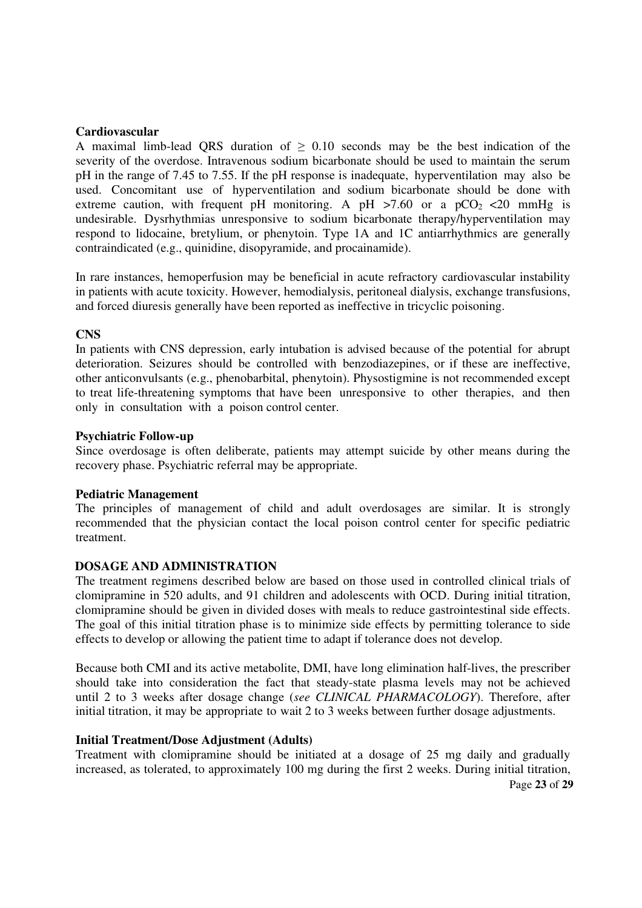**Cardiovascular**

A maximal limb-lead QRS duration of $\geq$ 0.10 seconds may be the best indication of the severity of the overdose. Intravenous sodium bicarbonate should be used to maintain the serum pH in the range of 7.45 to 7.55. If the pH response is inadequate, hyperventilation may also be used. Concomitant use of hyperventilation and sodium bicarbonate should be done with extreme caution, with frequent pH monitoring. A pH >7.60 or a $pCO_2$ <20 mmHg is undesirable. Dysrhythmias unresponsive to sodium bicarbonate therapy/hyperventilation may respond to lidocaine, bretylium, or phenytoin. Type 1A and 1C antiarrhythmics are generally contraindicated (e.g., quinidine, disopyramide, and procainamide).

In rare instances, hemoperfusion may be beneficial in acute refractory cardiovascular instability in patients with acute toxicity. However, hemodialysis, peritoneal dialysis, exchange transfusions, and forced diuresis generally have been reported as ineffective in tricyclic poisoning.

**CNS**

In patients with CNS depression, early intubation is advised because of the potential for abrupt deterioration. Seizures should be controlled with benzodiazepines, or if these are ineffective, other anticonvulsants (e.g., phenobarbital, phenytoin). Physostigmine is not recommended except to treat life-threatening symptoms that have been unresponsive to other therapies, and then only in consultation with a poison control center.

**Psychiatric Follow-up**

Since overdosage is often deliberate, patients may attempt suicide by other means during the recovery phase. Psychiatric referral may be appropriate.

**Pediatric Management**

The principles of management of child and adult overdosages are similar. It is strongly recommended that the physician contact the local poison control center for specific pediatric treatment.

## DOSAGE AND ADMINISTRATION

The treatment regimens described below are based on those used in controlled clinical trials of clomipramine in 520 adults, and 91 children and adolescents with OCD. During initial titration, clomipramine should be given in divided doses with meals to reduce gastrointestinal side effects. The goal of this initial titration phase is to minimize side effects by permitting tolerance to side effects to develop or allowing the patient time to adapt if tolerance does not develop.

Because both CMI and its active metabolite, DMI, have long elimination half-lives, the prescriber should take into consideration the fact that steady-state plasma levels may not be achieved until 2 to 3 weeks after dosage change (*see CLINICAL PHARMACOLOGY*). Therefore, after initial titration, it may be appropriate to wait 2 to 3 weeks between further dosage adjustments.

**Initial Treatment/Dose Adjustment (Adults)**

Treatment with clomipramine should be initiated at a dosage of 25 mg daily and gradually increased, as tolerated, to approximately 100 mg during the first 2 weeks. During initial titration,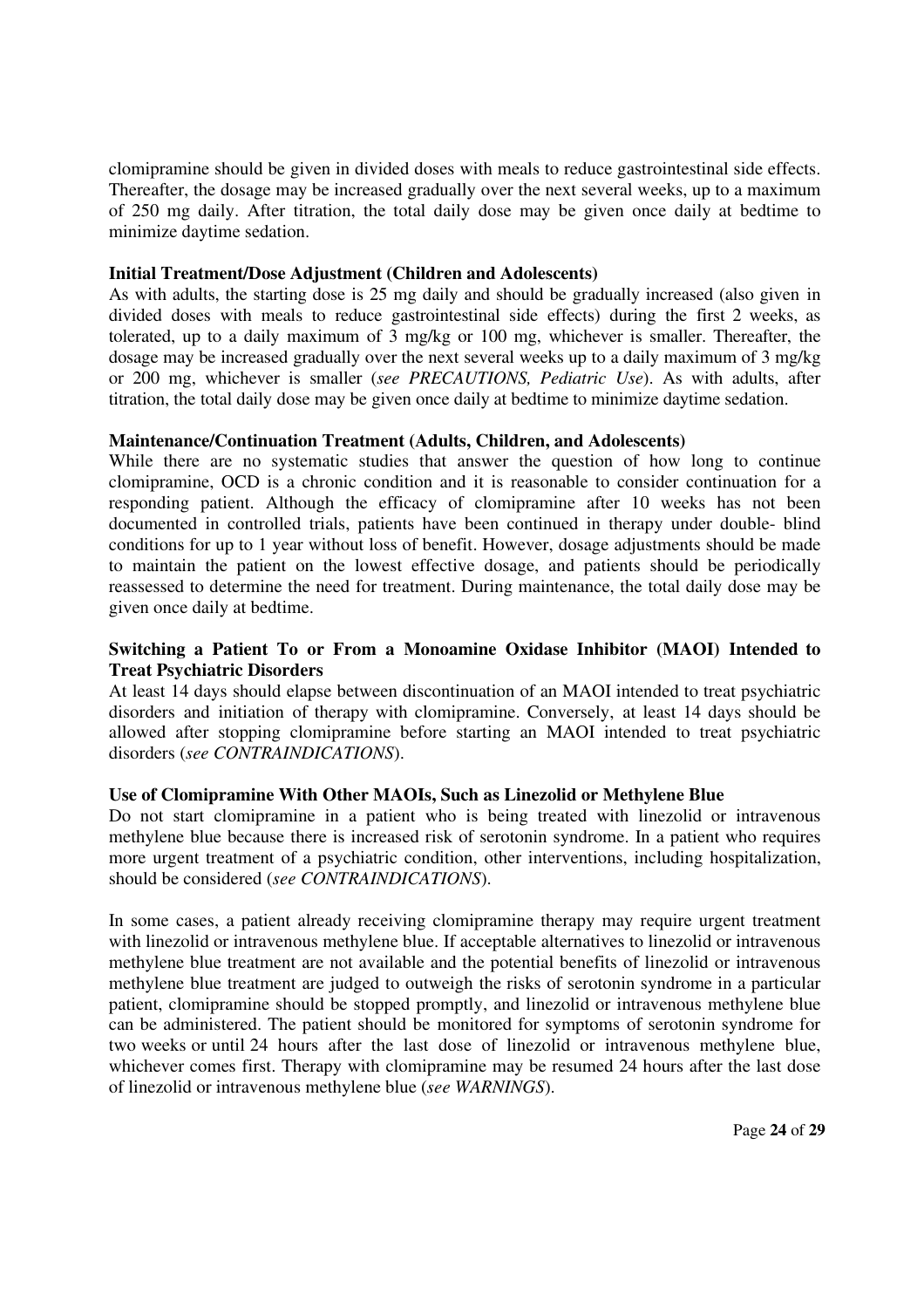clomipramine should be given in divided doses with meals to reduce gastrointestinal side effects. Thereafter, the dosage may be increased gradually over the next several weeks, up to a maximum of 250 mg daily. After titration, the total daily dose may be given once daily at bedtime to minimize daytime sedation.

**Initial Treatment/Dose Adjustment (Children and Adolescents)**

As with adults, the starting dose is 25 mg daily and should be gradually increased (also given in divided doses with meals to reduce gastrointestinal side effects) during the first 2 weeks, as tolerated, up to a daily maximum of 3 mg/kg or 100 mg, whichever is smaller. Thereafter, the dosage may be increased gradually over the next several weeks up to a daily maximum of 3 mg/kg or 200 mg, whichever is smaller (*see PRECAUTIONS, Pediatric Use*). As with adults, after titration, the total daily dose may be given once daily at bedtime to minimize daytime sedation.

**Maintenance/Continuation Treatment (Adults, Children, and Adolescents)**

While there are no systematic studies that answer the question of how long to continue clomipramine, OCD is a chronic condition and it is reasonable to consider continuation for a responding patient. Although the efficacy of clomipramine after 10 weeks has not been documented in controlled trials, patients have been continued in therapy under double- blind conditions for up to 1 year without loss of benefit. However, dosage adjustments should be made to maintain the patient on the lowest effective dosage, and patients should be periodically reassessed to determine the need for treatment. During maintenance, the total daily dose may be given once daily at bedtime.

**Switching a Patient To or From a Monoamine Oxidase Inhibitor (MAOI) Intended to Treat Psychiatric Disorders**

At least 14 days should elapse between discontinuation of an MAOI intended to treat psychiatric disorders and initiation of therapy with clomipramine. Conversely, at least 14 days should be allowed after stopping clomipramine before starting an MAOI intended to treat psychiatric disorders (*see CONTRAINDICATIONS*).

**Use of Clomipramine With Other MAOIs, Such as Linezolid or Methylene Blue**

Do not start clomipramine in a patient who is being treated with linezolid or intravenous methylene blue because there is increased risk of serotonin syndrome. In a patient who requires more urgent treatment of a psychiatric condition, other interventions, including hospitalization, should be considered (*see CONTRAINDICATIONS*).

In some cases, a patient already receiving clomipramine therapy may require urgent treatment with linezolid or intravenous methylene blue. If acceptable alternatives to linezolid or intravenous methylene blue treatment are not available and the potential benefits of linezolid or intravenous methylene blue treatment are judged to outweigh the risks of serotonin syndrome in a particular patient, clomipramine should be stopped promptly, and linezolid or intravenous methylene blue can be administered. The patient should be monitored for symptoms of serotonin syndrome for two weeks or until 24 hours after the last dose of linezolid or intravenous methylene blue, whichever comes first. Therapy with clomipramine may be resumed 24 hours after the last dose of linezolid or intravenous methylene blue (*see WARNINGS*).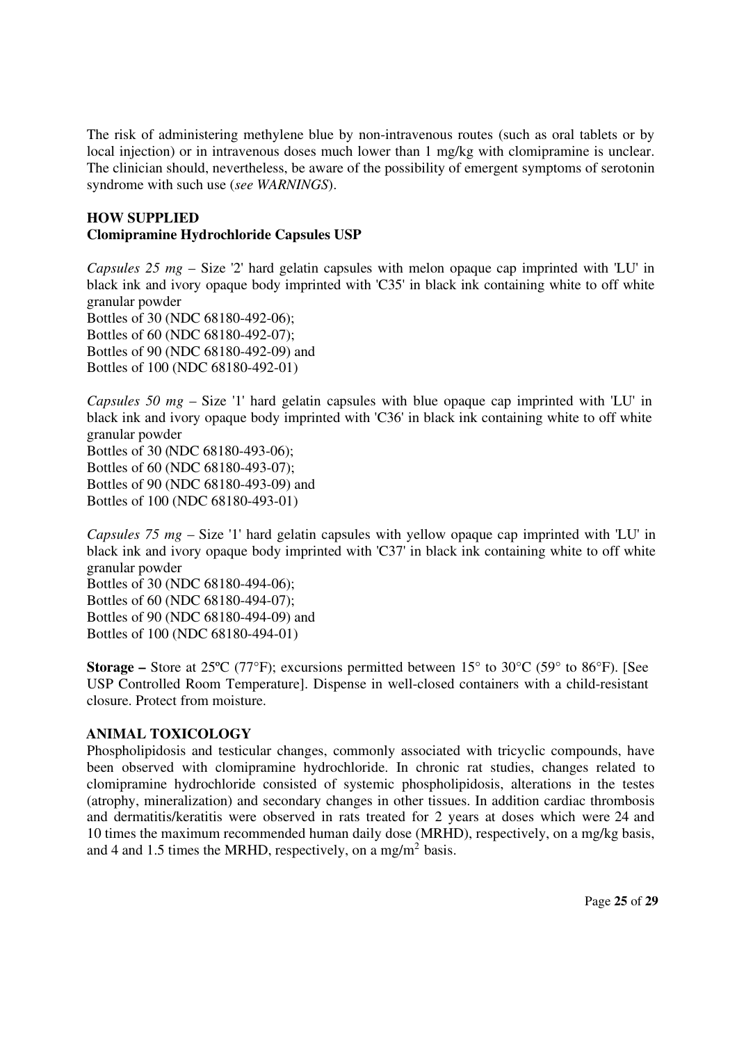The risk of administering methylene blue by non-intravenous routes (such as oral tablets or by local injection) or in intravenous doses much lower than 1 mg/kg with clomipramine is unclear. The clinician should, nevertheless, be aware of the possibility of emergent symptoms of serotonin syndrome with such use (*see WARNINGS*).

## HOW SUPPLIED

### Clomipramine Hydrochloride Capsules USP

*Capsules 25 mg* – Size '2' hard gelatin capsules with melon opaque cap imprinted with 'LU' in black ink and ivory opaque body imprinted with 'C35' in black ink containing white to off white granular powder

Bottles of 30 (NDC 68180-492-06);
Bottles of 60 (NDC 68180-492-07);
Bottles of 90 (NDC 68180-492-09) and
Bottles of 100 (NDC 68180-492-01)

*Capsules 50 mg* – Size '1' hard gelatin capsules with blue opaque cap imprinted with 'LU' in black ink and ivory opaque body imprinted with 'C36' in black ink containing white to off white granular powder

Bottles of 30 (NDC 68180-493-06);
Bottles of 60 (NDC 68180-493-07);
Bottles of 90 (NDC 68180-493-09) and
Bottles of 100 (NDC 68180-493-01)

*Capsules 75 mg* – Size '1' hard gelatin capsules with yellow opaque cap imprinted with 'LU' in black ink and ivory opaque body imprinted with 'C37' in black ink containing white to off white granular powder

Bottles of 30 (NDC 68180-494-06);
Bottles of 60 (NDC 68180-494-07);
Bottles of 90 (NDC 68180-494-09) and
Bottles of 100 (NDC 68180-494-01)

**Storage –** Store at 25ºC (77°F); excursions permitted between 15° to 30°C (59° to 86°F). [See USP Controlled Room Temperature]. Dispense in well-closed containers with a child-resistant closure. Protect from moisture.

## ANIMAL TOXICOLOGY

Phospholipidosis and testicular changes, commonly associated with tricyclic compounds, have been observed with clomipramine hydrochloride. In chronic rat studies, changes related to clomipramine hydrochloride consisted of systemic phospholipidosis, alterations in the testes (atrophy, mineralization) and secondary changes in other tissues. In addition cardiac thrombosis and dermatitis/keratitis were observed in rats treated for 2 years at doses which were 24 and 10 times the maximum recommended human daily dose (MRHD), respectively, on a mg/kg basis, and 4 and 1.5 times the MRHD, respectively, on a $mg/m^2$ basis.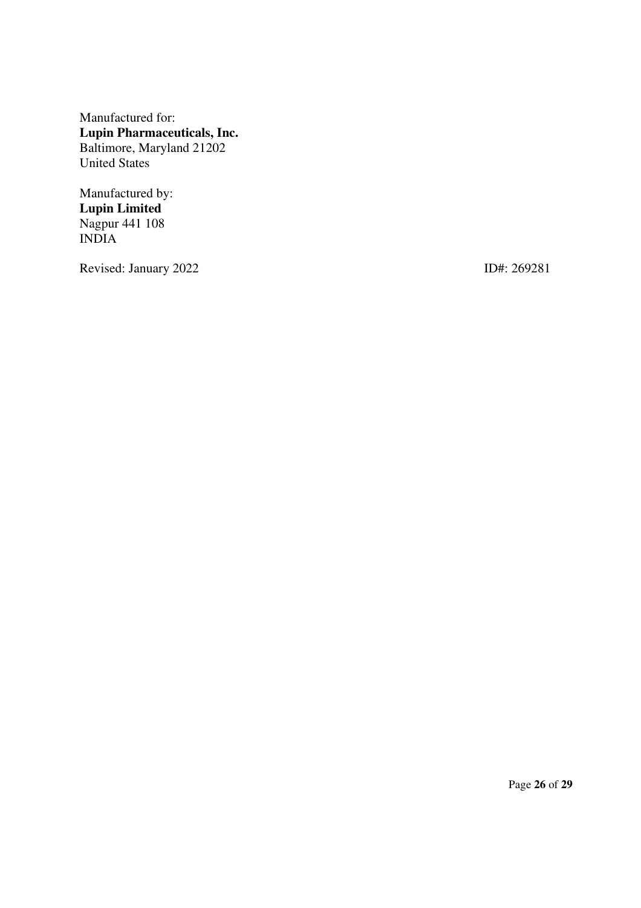Manufactured for:
**Lupin Pharmaceuticals, Inc.**
Baltimore, Maryland 21202
United States

Manufactured by:
**Lupin Limited**
Nagpur 441 108
INDIA

Revised: January 2022 ID#: 269281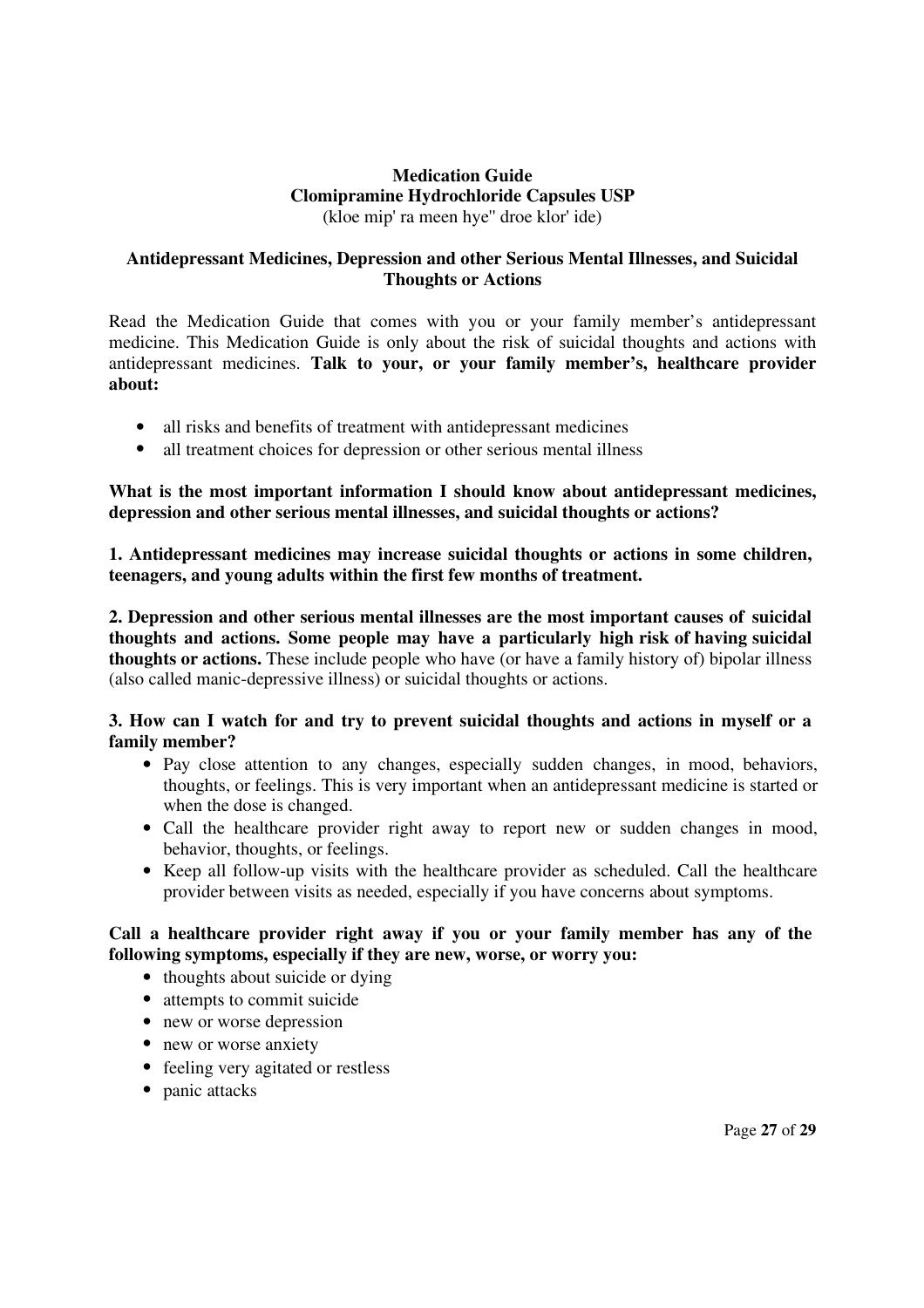# Medication Guide
## Clomipramine Hydrochloride Capsules USP
(kloe mip' ra meen hye'' droe klor' ide)

### Antidepressant Medicines, Depression and other Serious Mental Illnesses, and Suicidal Thoughts or Actions

Read the Medication Guide that comes with you or your family member's antidepressant medicine. This Medication Guide is only about the risk of suicidal thoughts and actions with antidepressant medicines. **Talk to your, or your family member's, healthcare provider about:**

- all risks and benefits of treatment with antidepressant medicines
- all treatment choices for depression or other serious mental illness

**What is the most important information I should know about antidepressant medicines, depression and other serious mental illnesses, and suicidal thoughts or actions?**

**1. Antidepressant medicines may increase suicidal thoughts or actions in some children, teenagers, and young adults within the first few months of treatment.**

**2. Depression and other serious mental illnesses are the most important causes of suicidal thoughts and actions. Some people may have a particularly high risk of having suicidal thoughts or actions.** These include people who have (or have a family history of) bipolar illness (also called manic-depressive illness) or suicidal thoughts or actions.

**3. How can I watch for and try to prevent suicidal thoughts and actions in myself or a family member?**

- Pay close attention to any changes, especially sudden changes, in mood, behaviors, thoughts, or feelings. This is very important when an antidepressant medicine is started or when the dose is changed.
- Call the healthcare provider right away to report new or sudden changes in mood, behavior, thoughts, or feelings.
- Keep all follow-up visits with the healthcare provider as scheduled. Call the healthcare provider between visits as needed, especially if you have concerns about symptoms.

**Call a healthcare provider right away if you or your family member has any of the following symptoms, especially if they are new, worse, or worry you:**

- thoughts about suicide or dying
- attempts to commit suicide
- new or worse depression
- new or worse anxiety
- feeling very agitated or restless
- panic attacks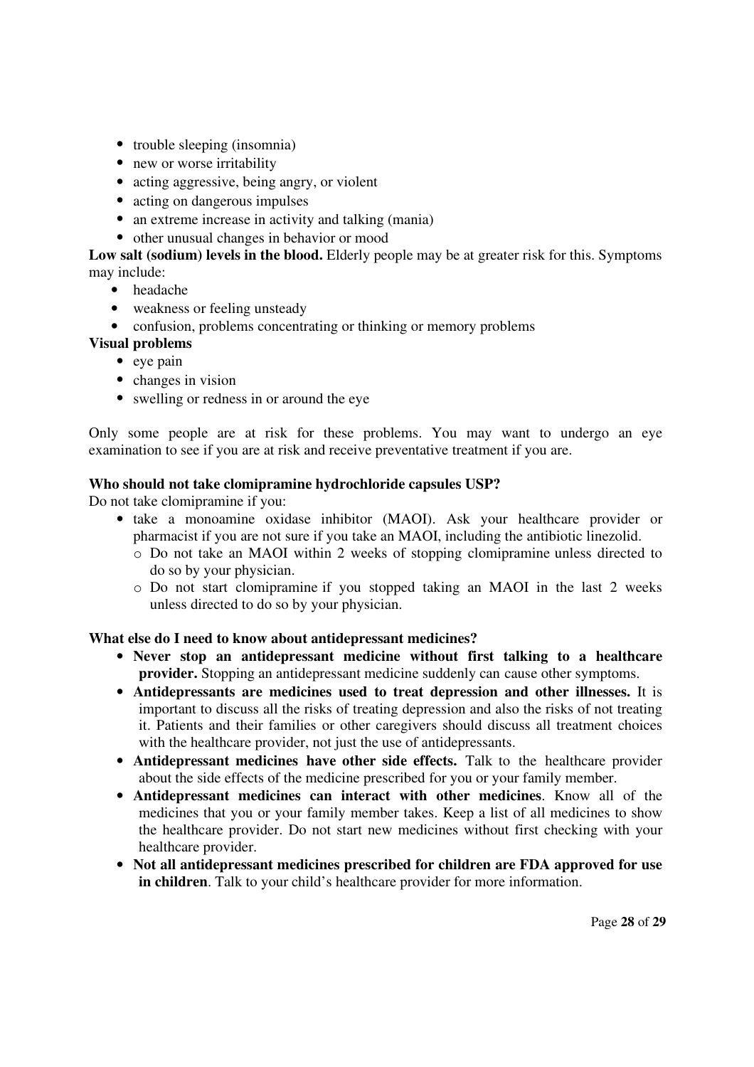- trouble sleeping (insomnia)
- new or worse irritability
- acting aggressive, being angry, or violent
- acting on dangerous impulses
- an extreme increase in activity and talking (mania)
- other unusual changes in behavior or mood

**Low salt (sodium) levels in the blood.** Elderly people may be at greater risk for this. Symptoms may include:

- headache
- weakness or feeling unsteady
- confusion, problems concentrating or thinking or memory problems

**Visual problems**

- eye pain
- changes in vision
- swelling or redness in or around the eye

Only some people are at risk for these problems. You may want to undergo an eye examination to see if you are at risk and receive preventative treatment if you are.

**Who should not take clomipramine hydrochloride capsules USP?**

Do not take clomipramine if you:

- take a monoamine oxidase inhibitor (MAOI). Ask your healthcare provider or pharmacist if you are not sure if you take an MAOI, including the antibiotic linezolid.
  - Do not take an MAOI within 2 weeks of stopping clomipramine unless directed to do so by your physician.
  - Do not start clomipramine if you stopped taking an MAOI in the last 2 weeks unless directed to do so by your physician.

**What else do I need to know about antidepressant medicines?**

- **Never stop an antidepressant medicine without first talking to a healthcare provider.** Stopping an antidepressant medicine suddenly can cause other symptoms.
- **Antidepressants are medicines used to treat depression and other illnesses.** It is important to discuss all the risks of treating depression and also the risks of not treating it. Patients and their families or other caregivers should discuss all treatment choices with the healthcare provider, not just the use of antidepressants.
- **Antidepressant medicines have other side effects.** Talk to the healthcare provider about the side effects of the medicine prescribed for you or your family member.
- **Antidepressant medicines can interact with other medicines**. Know all of the medicines that you or your family member takes. Keep a list of all medicines to show the healthcare provider. Do not start new medicines without first checking with your healthcare provider.
- **Not all antidepressant medicines prescribed for children are FDA approved for use in children**. Talk to your child's healthcare provider for more information.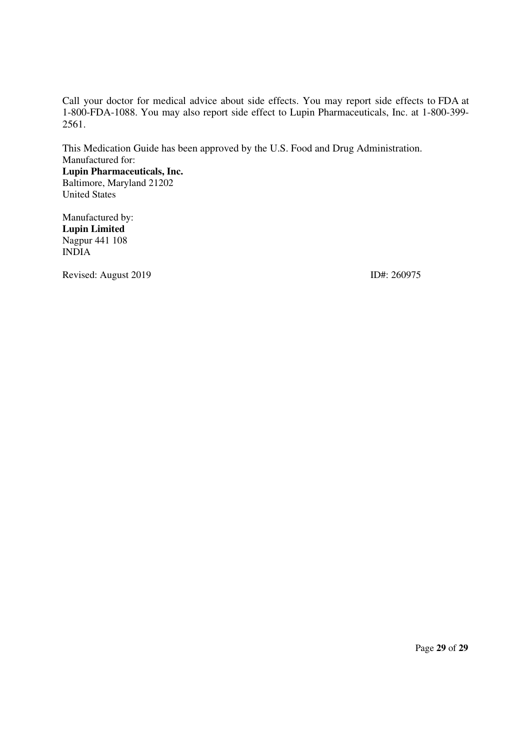Call your doctor for medical advice about side effects. You may report side effects to FDA at 1-800-FDA-1088. You may also report side effect to Lupin Pharmaceuticals, Inc. at 1-800-399-2561.

This Medication Guide has been approved by the U.S. Food and Drug Administration.
Manufactured for:
**Lupin Pharmaceuticals, Inc.**
Baltimore, Maryland 21202
United States

Manufactured by:
**Lupin Limited**
Nagpur 441 108
INDIA

Revised: August 2019 ID#: 260975